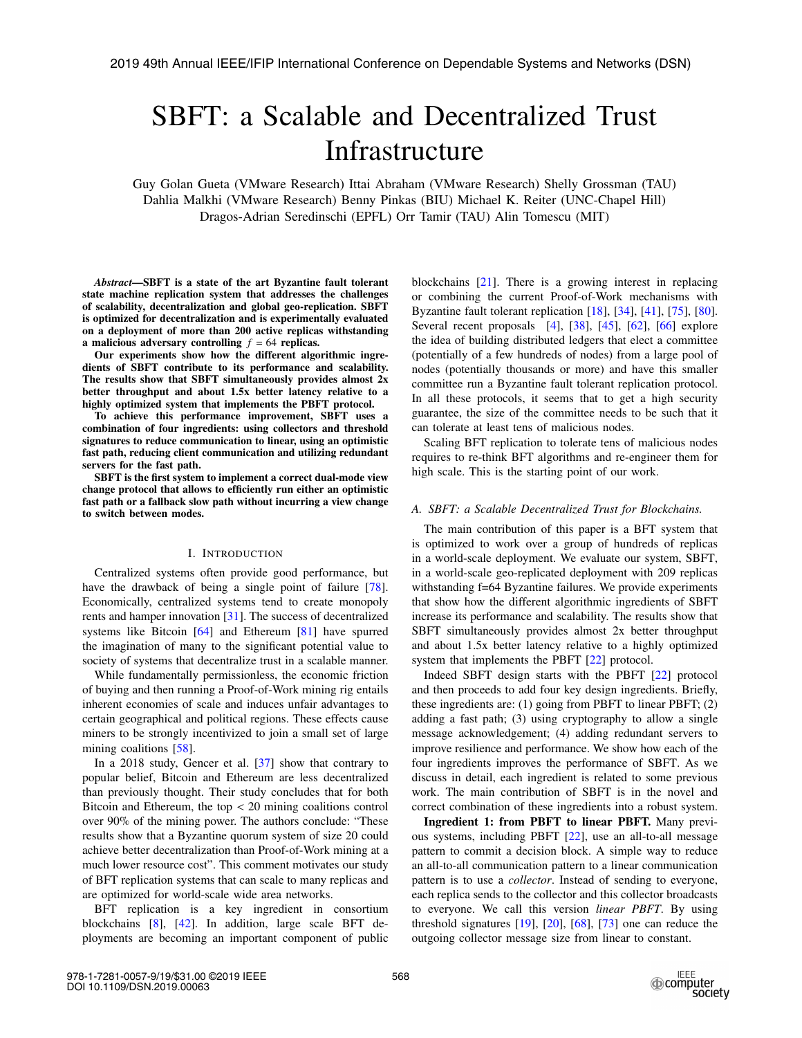# SBFT: a Scalable and Decentralized Trust Infrastructure

Guy Golan Gueta (VMware Research) Ittai Abraham (VMware Research) Shelly Grossman (TAU)
Dahlia Malkhi (VMware Research) Benny Pinkas (BIU) Michael K. Reiter (UNC-Chapel Hill)
Dragos-Adrian Seredinschi (EPFL) Orr Tamir (TAU) Alin Tomescu (MIT)

***Abstract*—SBFT is a state of the art Byzantine fault tolerant state machine replication system that addresses the challenges of scalability, decentralization and global geo-replication. SBFT is optimized for decentralization and is experimentally evaluated on a deployment of more than 200 active replicas withstanding a malicious adversary controlling $f = 64$ replicas.**

**Our experiments show how the different algorithmic ingredients of SBFT contribute to its performance and scalability. The results show that SBFT simultaneously provides almost 2x better throughput and about 1.5x better latency relative to a highly optimized system that implements the PBFT protocol.**

**To achieve this performance improvement, SBFT uses a combination of four ingredients: using collectors and threshold signatures to reduce communication to linear, using an optimistic fast path, reducing client communication and utilizing redundant servers for the fast path.**

**SBFT is the first system to implement a correct dual-mode view change protocol that allows to efficiently run either an optimistic fast path or a fallback slow path without incurring a view change to switch between modes.**

## I. Introduction

Centralized systems often provide good performance, but have the drawback of being a single point of failure [78]. Economically, centralized systems tend to create monopoly rents and hamper innovation [31]. The success of decentralized systems like Bitcoin [64] and Ethereum [81] have spurred the imagination of many to the significant potential value to society of systems that decentralize trust in a scalable manner.

While fundamentally permissionless, the economic friction of buying and then running a Proof-of-Work mining rig entails inherent economies of scale and induces unfair advantages to certain geographical and political regions. These effects cause miners to be strongly incentivized to join a small set of large mining coalitions [58].

In a 2018 study, Gencer et al. [37] show that contrary to popular belief, Bitcoin and Ethereum are less decentralized than previously thought. Their study concludes that for both Bitcoin and Ethereum, the top < 20 mining coalitions control over 90% of the mining power. The authors conclude: "These results show that a Byzantine quorum system of size 20 could achieve better decentralization than Proof-of-Work mining at a much lower resource cost". This comment motivates our study of BFT replication systems that can scale to many replicas and are optimized for world-scale wide area networks.

BFT replication is a key ingredient in consortium blockchains [8], [42]. In addition, large scale BFT deployments are becoming an important component of public blockchains [21]. There is a growing interest in replacing or combining the current Proof-of-Work mechanisms with Byzantine fault tolerant replication [18], [34], [41], [75], [80]. Several recent proposals [4], [38], [45], [62], [66] explore the idea of building distributed ledgers that elect a committee (potentially of a few hundreds of nodes) from a large pool of nodes (potentially thousands or more) and have this smaller committee run a Byzantine fault tolerant replication protocol. In all these protocols, it seems that to get a high security guarantee, the size of the committee needs to be such that it can tolerate at least tens of malicious nodes.

Scaling BFT replication to tolerate tens of malicious nodes requires to re-think BFT algorithms and re-engineer them for high scale. This is the starting point of our work.

### A. SBFT: a Scalable Decentralized Trust for Blockchains.

The main contribution of this paper is a BFT system that is optimized to work over a group of hundreds of replicas in a world-scale deployment. We evaluate our system, SBFT, in a world-scale geo-replicated deployment with 209 replicas withstanding f=64 Byzantine failures. We provide experiments that show how the different algorithmic ingredients of SBFT increase its performance and scalability. The results show that SBFT simultaneously provides almost 2x better throughput and about 1.5x better latency relative to a highly optimized system that implements the PBFT [22] protocol.

Indeed SBFT design starts with the PBFT [22] protocol and then proceeds to add four key design ingredients. Briefly, these ingredients are: (1) going from PBFT to linear PBFT; (2) adding a fast path; (3) using cryptography to allow a single message acknowledgement; (4) adding redundant servers to improve resilience and performance. We show how each of the four ingredients improves the performance of SBFT. As we discuss in detail, each ingredient is related to some previous work. The main contribution of SBFT is in the novel and correct combination of these ingredients into a robust system.

**Ingredient 1: from PBFT to linear PBFT.** Many previous systems, including PBFT [22], use an all-to-all message pattern to commit a decision block. A simple way to reduce an all-to-all communication pattern to a linear communication pattern is to use a *collector*. Instead of sending to everyone, each replica sends to the collector and this collector broadcasts to everyone. We call this version *linear PBFT*. By using threshold signatures [19], [20], [68], [73] one can reduce the outgoing collector message size from linear to constant.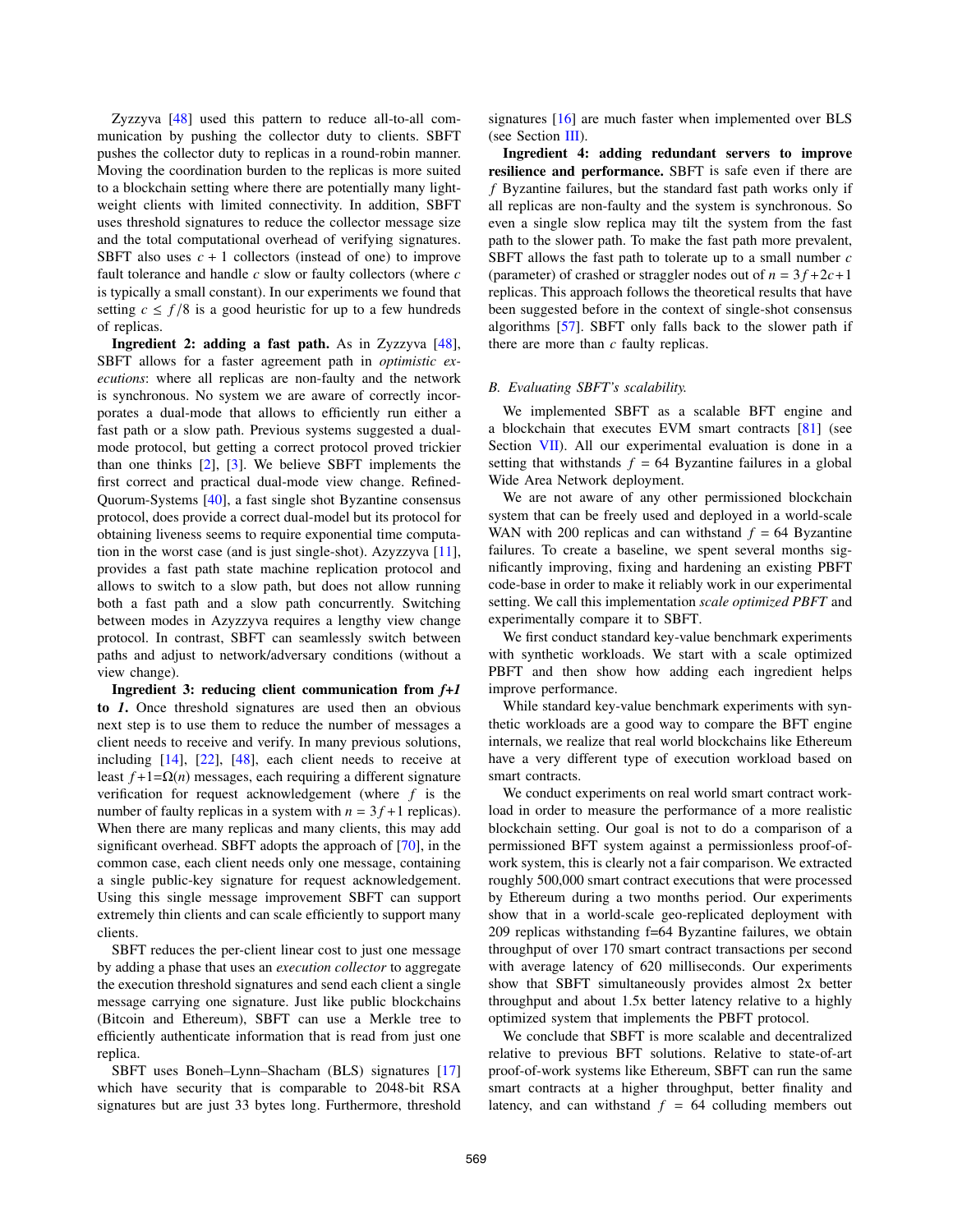Zyzzyva [48] used this pattern to reduce all-to-all communication by pushing the collector duty to clients. SBFT pushes the collector duty to replicas in a round-robin manner. Moving the coordination burden to the replicas is more suited to a blockchain setting where there are potentially many lightweight clients with limited connectivity. In addition, SBFT uses threshold signatures to reduce the collector message size and the total computational overhead of verifying signatures. SBFT also uses $c + 1$ collectors (instead of one) to improve fault tolerance and handle $c$ slow or faulty collectors (where $c$ is typically a small constant). In our experiments we found that setting $c \leq f/8$ is a good heuristic for up to a few hundreds of replicas.

**Ingredient 2: adding a fast path.** As in Zyzzyva [48], SBFT allows for a faster agreement path in *optimistic executions*: where all replicas are non-faulty and the network is synchronous. No system we are aware of correctly incorporates a dual-mode that allows to efficiently run either a fast path or a slow path. Previous systems suggested a dual-mode protocol, but getting a correct protocol proved trickier than one thinks [2], [3]. We believe SBFT implements the first correct and practical dual-mode view change. Refined-Quorum-Systems [40], a fast single shot Byzantine consensus protocol, does provide a correct dual-model but its protocol for obtaining liveness seems to require exponential time computation in the worst case (and is just single-shot). Azyzzyva [11], provides a fast path state machine replication protocol and allows to switch to a slow path, but does not allow running both a fast path and a slow path concurrently. Switching between modes in Azyzzyva requires a lengthy view change protocol. In contrast, SBFT can seamlessly switch between paths and adjust to network/adversary conditions (without a view change).

**Ingredient 3: reducing client communication from *f+1* to *1*.** Once threshold signatures are used then an obvious next step is to use them to reduce the number of messages a client needs to receive and verify. In many previous solutions, including [14], [22], [48], each client needs to receive at least $f+1=\Omega(n)$ messages, each requiring a different signature verification for request acknowledgement (where $f$ is the number of faulty replicas in a system with $n = 3f+1$ replicas). When there are many replicas and many clients, this may add significant overhead. SBFT adopts the approach of [70], in the common case, each client needs only one message, containing a single public-key signature for request acknowledgement. Using this single message improvement SBFT can support extremely thin clients and can scale efficiently to support many clients.

SBFT reduces the per-client linear cost to just one message by adding a phase that uses an *execution collector* to aggregate the execution threshold signatures and send each client a single message carrying one signature. Just like public blockchains (Bitcoin and Ethereum), SBFT can use a Merkle tree to efficiently authenticate information that is read from just one replica.

SBFT uses Boneh–Lynn–Shacham (BLS) signatures [17] which have security that is comparable to 2048-bit RSA signatures but are just 33 bytes long. Furthermore, threshold signatures [16] are much faster when implemented over BLS (see Section III).

**Ingredient 4: adding redundant servers to improve resilience and performance.** SBFT is safe even if there are $f$ Byzantine failures, but the standard fast path works only if all replicas are non-faulty and the system is synchronous. So even a single slow replica may tilt the system from the fast path to the slower path. To make the fast path more prevalent, SBFT allows the fast path to tolerate up to a small number $c$ (parameter) of crashed or straggler nodes out of $n = 3f+2c+1$ replicas. This approach follows the theoretical results that have been suggested before in the context of single-shot consensus algorithms [57]. SBFT only falls back to the slower path if there are more than $c$ faulty replicas.

### B. Evaluating SBFT's scalability.

We implemented SBFT as a scalable BFT engine and a blockchain that executes EVM smart contracts [81] (see Section VII). All our experimental evaluation is done in a setting that withstands $f = 64$ Byzantine failures in a global Wide Area Network deployment.

We are not aware of any other permissioned blockchain system that can be freely used and deployed in a world-scale WAN with 200 replicas and can withstand $f = 64$ Byzantine failures. To create a baseline, we spent several months significantly improving, fixing and hardening an existing PBFT code-base in order to make it reliably work in our experimental setting. We call this implementation *scale optimized PBFT* and experimentally compare it to SBFT.

We first conduct standard key-value benchmark experiments with synthetic workloads. We start with a scale optimized PBFT and then show how adding each ingredient helps improve performance.

While standard key-value benchmark experiments with synthetic workloads are a good way to compare the BFT engine internals, we realize that real world blockchains like Ethereum have a very different type of execution workload based on smart contracts.

We conduct experiments on real world smart contract workload in order to measure the performance of a more realistic blockchain setting. Our goal is not to do a comparison of a permissioned BFT system against a permissionless proof-of-work system, this is clearly not a fair comparison. We extracted roughly 500,000 smart contract executions that were processed by Ethereum during a two months period. Our experiments show that in a world-scale geo-replicated deployment with 209 replicas withstanding f=64 Byzantine failures, we obtain throughput of over 170 smart contract transactions per second with average latency of 620 milliseconds. Our experiments show that SBFT simultaneously provides almost 2x better throughput and about 1.5x better latency relative to a highly optimized system that implements the PBFT protocol.

We conclude that SBFT is more scalable and decentralized relative to previous BFT solutions. Relative to state-of-art proof-of-work systems like Ethereum, SBFT can run the same smart contracts at a higher throughput, better finality and latency, and can withstand $f = 64$ colluding members out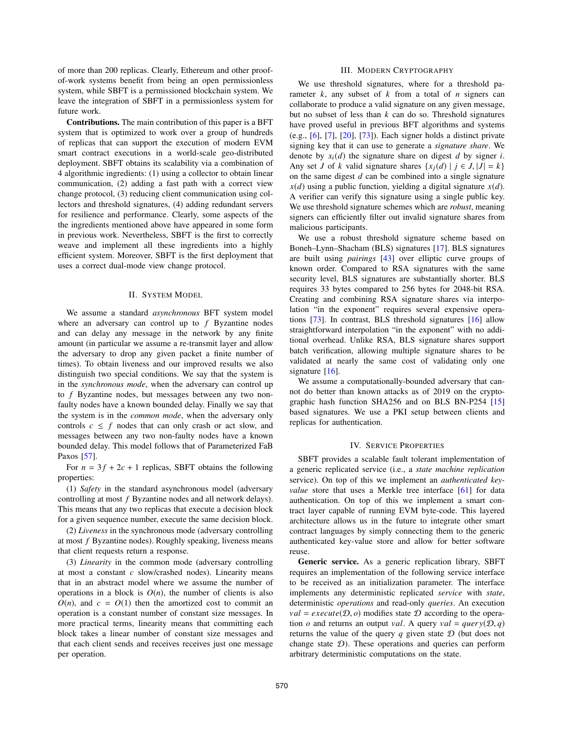of more than 200 replicas. Clearly, Ethereum and other proof-of-work systems benefit from being an open permissionless system, while SBFT is a permissioned blockchain system. We leave the integration of SBFT in a permissionless system for future work.

**Contributions.** The main contribution of this paper is a BFT system that is optimized to work over a group of hundreds of replicas that can support the execution of modern EVM smart contract executions in a world-scale geo-distributed deployment. SBFT obtains its scalability via a combination of 4 algorithmic ingredients: (1) using a collector to obtain linear communication, (2) adding a fast path with a correct view change protocol, (3) reducing client communication using collectors and threshold signatures, (4) adding redundant servers for resilience and performance. Clearly, some aspects of the the ingredients mentioned above have appeared in some form in previous work. Nevertheless, SBFT is the first to correctly weave and implement all these ingredients into a highly efficient system. Moreover, SBFT is the first deployment that uses a correct dual-mode view change protocol.

## II. System Model

We assume a standard *asynchronous* BFT system model where an adversary can control up to $f$ Byzantine nodes and can delay any message in the network by any finite amount (in particular we assume a re-transmit layer and allow the adversary to drop any given packet a finite number of times). To obtain liveness and our improved results we also distinguish two special conditions. We say that the system is in the *synchronous mode*, when the adversary can control up to $f$ Byzantine nodes, but messages between any two non-faulty nodes have a known bounded delay. Finally we say that the system is in the *common mode*, when the adversary only controls $c \leq f$ nodes that can only crash or act slow, and messages between any two non-faulty nodes have a known bounded delay. This model follows that of Parameterized FaB Paxos [57].

For $n = 3f + 2c + 1$ replicas, SBFT obtains the following properties:

(1) *Safety* in the standard asynchronous model (adversary controlling at most $f$ Byzantine nodes and all network delays). This means that any two replicas that execute a decision block for a given sequence number, execute the same decision block.

(2) *Liveness* in the synchronous mode (adversary controlling at most $f$ Byzantine nodes). Roughly speaking, liveness means that client requests return a response.

(3) *Linearity* in the common mode (adversary controlling at most a constant $c$ slow/crashed nodes). Linearity means that in an abstract model where we assume the number of operations in a block is $O(n)$, the number of clients is also $O(n)$, and $c = O(1)$ then the amortized cost to commit an operation is a constant number of constant size messages. In more practical terms, linearity means that committing each block takes a linear number of constant size messages and that each client sends and receives receives just one message per operation.

## III. Modern Cryptography

We use threshold signatures, where for a threshold parameter $k$, any subset of $k$ from a total of $n$ signers can collaborate to produce a valid signature on any given message, but no subset of less than $k$ can do so. Threshold signatures have proved useful in previous BFT algorithms and systems (e.g., [6], [7], [20], [73]). Each signer holds a distinct private signing key that it can use to generate a *signature share*. We denote by $x_i(d)$ the signature share on digest $d$ by signer $i$. Any set $J$ of $k$ valid signature shares $\{x_j(d) \mid j \in J, |J| = k\}$ on the same digest $d$ can be combined into a single signature $x(d)$ using a public function, yielding a digital signature $x(d)$. A verifier can verify this signature using a single public key. We use threshold signature schemes which are *robust*, meaning signers can efficiently filter out invalid signature shares from malicious participants.

We use a robust threshold signature scheme based on Boneh–Lynn–Shacham (BLS) signatures [17]. BLS signatures are built using *pairings* [43] over elliptic curve groups of known order. Compared to RSA signatures with the same security level, BLS signatures are substantially shorter. BLS requires 33 bytes compared to 256 bytes for 2048-bit RSA. Creating and combining RSA signature shares via interpolation "in the exponent" requires several expensive operations [73]. In contrast, BLS threshold signatures [16] allow straightforward interpolation "in the exponent" with no additional overhead. Unlike RSA, BLS signature shares support batch verification, allowing multiple signature shares to be validated at nearly the same cost of validating only one signature [16].

We assume a computationally-bounded adversary that cannot do better than known attacks as of 2019 on the cryptographic hash function SHA256 and on BLS BN-P254 [15] based signatures. We use a PKI setup between clients and replicas for authentication.

## IV. Service Properties

SBFT provides a scalable fault tolerant implementation of a generic replicated service (i.e., a *state machine replication* service). On top of this we implement an *authenticated key-value* store that uses a Merkle tree interface [61] for data authentication. On top of this we implement a smart contract layer capable of running EVM byte-code. This layered architecture allows us in the future to integrate other smart contract languages by simply connecting them to the generic authenticated key-value store and allow for better software reuse.

**Generic service.** As a generic replication library, SBFT requires an implementation of the following service interface to be received as an initialization parameter. The interface implements any deterministic replicated *service* with *state*, deterministic *operations* and read-only *queries*. An execution $val = execute(\mathcal{D}, o)$ modifies state $\mathcal{D}$ according to the operation $o$ and returns an output $val$. A query $val = query(\mathcal{D}, q)$ returns the value of the query $q$ given state $\mathcal{D}$ (but does not change state $\mathcal{D}$). These operations and queries can perform arbitrary deterministic computations on the state.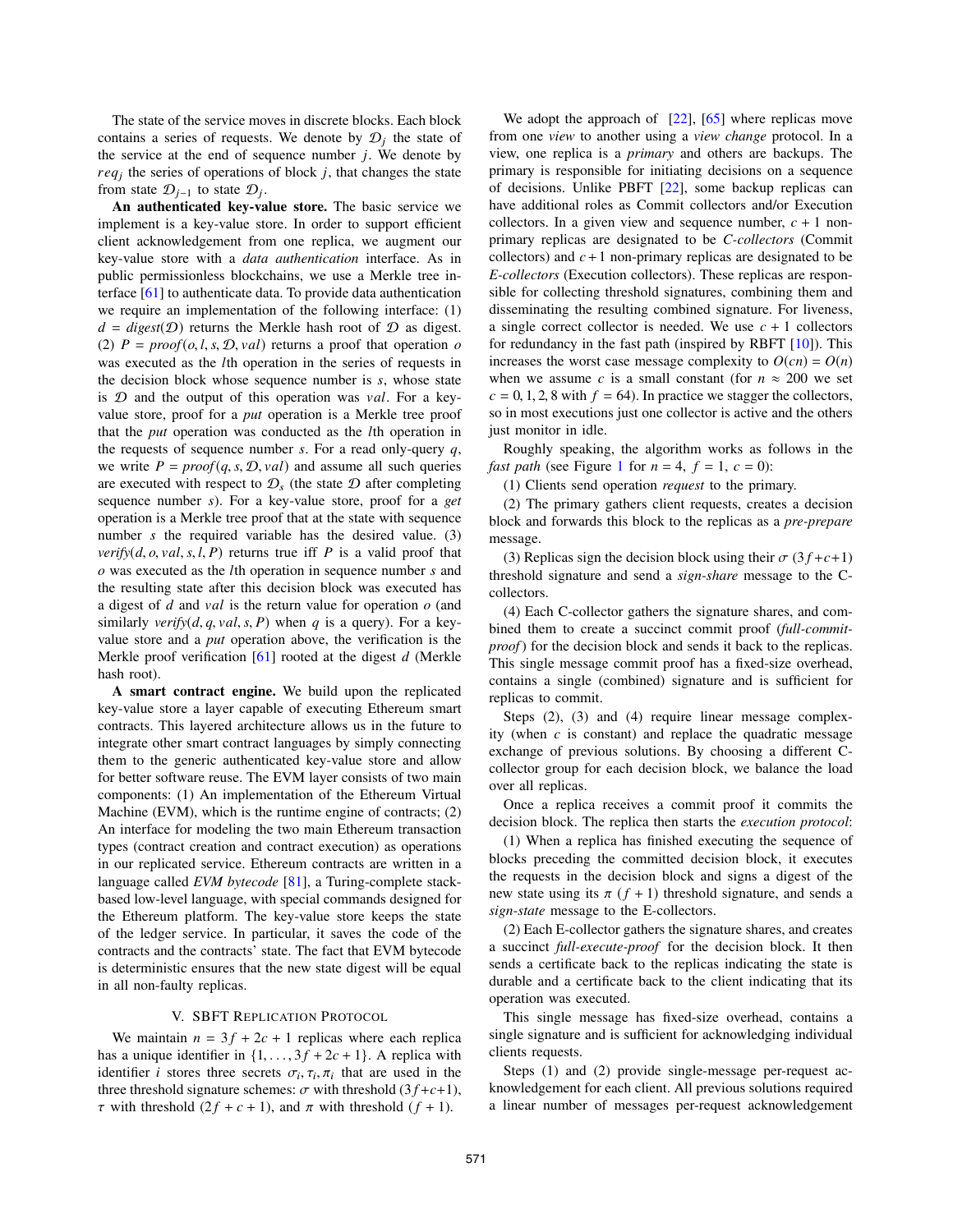The state of the service moves in discrete blocks. Each block contains a series of requests. We denote by $\mathcal{D}_j$ the state of the service at the end of sequence number $j$. We denote by $req_j$ the series of operations of block $j$, that changes the state from state $\mathcal{D}_{j-1}$ to state $\mathcal{D}_j$.

**An authenticated key-value store.** The basic service we implement is a key-value store. In order to support efficient client acknowledgement from one replica, we augment our key-value store with a *data authentication* interface. As in public permissionless blockchains, we use a Merkle tree interface [61] to authenticate data. To provide data authentication we require an implementation of the following interface: (1) $d = digest(\mathcal{D})$ returns the Merkle hash root of $\mathcal{D}$ as digest. (2) $P = proof(o, l, s, \mathcal{D}, val)$ returns a proof that operation $o$ was executed as the $l$th operation in the series of requests in the decision block whose sequence number is $s$, whose state is $\mathcal{D}$ and the output of this operation was $val$. For a key-value store, proof for a *put* operation is a Merkle tree proof that the *put* operation was conducted as the $l$th operation in the requests of sequence number $s$. For a read only-query $q$, we write $P = proof(q, s, \mathcal{D}, val)$ and assume all such queries are executed with respect to $\mathcal{D}_s$ (the state $\mathcal{D}$ after completing sequence number $s$). For a key-value store, proof for a *get* operation is a Merkle tree proof that at the state with sequence number $s$ the required variable has the desired value. (3) $verify(d, o, val, s, l, P)$ returns true iff $P$ is a valid proof that $o$ was executed as the $l$th operation in sequence number $s$ and the resulting state after this decision block was executed has a digest of $d$ and $val$ is the return value for operation $o$ (and similarly $verify(d, q, val, s, P)$ when $q$ is a query). For a key-value store and a *put* operation above, the verification is the Merkle proof verification [61] rooted at the digest $d$ (Merkle hash root).

**A smart contract engine.** We build upon the replicated key-value store a layer capable of executing Ethereum smart contracts. This layered architecture allows us in the future to integrate other smart contract languages by simply connecting them to the generic authenticated key-value store and allow for better software reuse. The EVM layer consists of two main components: (1) An implementation of the Ethereum Virtual Machine (EVM), which is the runtime engine of contracts; (2) An interface for modeling the two main Ethereum transaction types (contract creation and contract execution) as operations in our replicated service. Ethereum contracts are written in a language called *EVM bytecode* [81], a Turing-complete stack-based low-level language, with special commands designed for the Ethereum platform. The key-value store keeps the state of the ledger service. In particular, it saves the code of the contracts and the contracts' state. The fact that EVM bytecode is deterministic ensures that the new state digest will be equal in all non-faulty replicas.

## V. SBFT Replication Protocol

We maintain $n = 3f + 2c + 1$ replicas where each replica has a unique identifier in $\{1, \ldots, 3f + 2c + 1\}$. A replica with identifier $i$ stores three secrets $\sigma_i, \tau_i, \pi_i$ that are used in the three threshold signature schemes: $\sigma$ with threshold $(3f+c+1)$, $\tau$ with threshold $(2f + c + 1)$, and $\pi$ with threshold $(f + 1)$.

We adopt the approach of [22], [65] where replicas move from one *view* to another using a *view change* protocol. In a view, one replica is a *primary* and others are backups. The primary is responsible for initiating decisions on a sequence of decisions. Unlike PBFT [22], some backup replicas can have additional roles as Commit collectors and/or Execution collectors. In a given view and sequence number, $c + 1$ non-primary replicas are designated to be *C-collectors* (Commit collectors) and $c+1$ non-primary replicas are designated to be *E-collectors* (Execution collectors). These replicas are responsible for collecting threshold signatures, combining them and disseminating the resulting combined signature. For liveness, a single correct collector is needed. We use $c + 1$ collectors for redundancy in the fast path (inspired by RBFT [10]). This increases the worst case message complexity to $O(cn) = O(n)$ when we assume $c$ is a small constant (for $n \approx 200$ we set $c = 0, 1, 2, 8$ with $f = 64$). In practice we stagger the collectors, so in most executions just one collector is active and the others just monitor in idle.

Roughly speaking, the algorithm works as follows in the *fast path* (see Figure 1 for $n = 4$, $f = 1$, $c = 0$):

(1) Clients send operation *request* to the primary.

(2) The primary gathers client requests, creates a decision block and forwards this block to the replicas as a *pre-prepare* message.

(3) Replicas sign the decision block using their $\sigma$ $(3f+c+1)$ threshold signature and send a *sign-share* message to the C-collectors.

(4) Each C-collector gathers the signature shares, and combined them to create a succinct commit proof (*full-commit-proof*) for the decision block and sends it back to the replicas. This single message commit proof has a fixed-size overhead, contains a single (combined) signature and is sufficient for replicas to commit.

Steps (2), (3) and (4) require linear message complexity (when $c$ is constant) and replace the quadratic message exchange of previous solutions. By choosing a different C-collector group for each decision block, we balance the load over all replicas.

Once a replica receives a commit proof it commits the decision block. The replica then starts the *execution protocol*:

(1) When a replica has finished executing the sequence of blocks preceding the committed decision block, it executes the requests in the decision block and signs a digest of the new state using its $\pi$ $(f + 1)$ threshold signature, and sends a *sign-state* message to the E-collectors.

(2) Each E-collector gathers the signature shares, and creates a succinct *full-execute-proof* for the decision block. It then sends a certificate back to the replicas indicating the state is durable and a certificate back to the client indicating that its operation was executed.

This single message has fixed-size overhead, contains a single signature and is sufficient for acknowledging individual clients requests.

Steps (1) and (2) provide single-message per-request acknowledgement for each client. All previous solutions required a linear number of messages per-request acknowledgement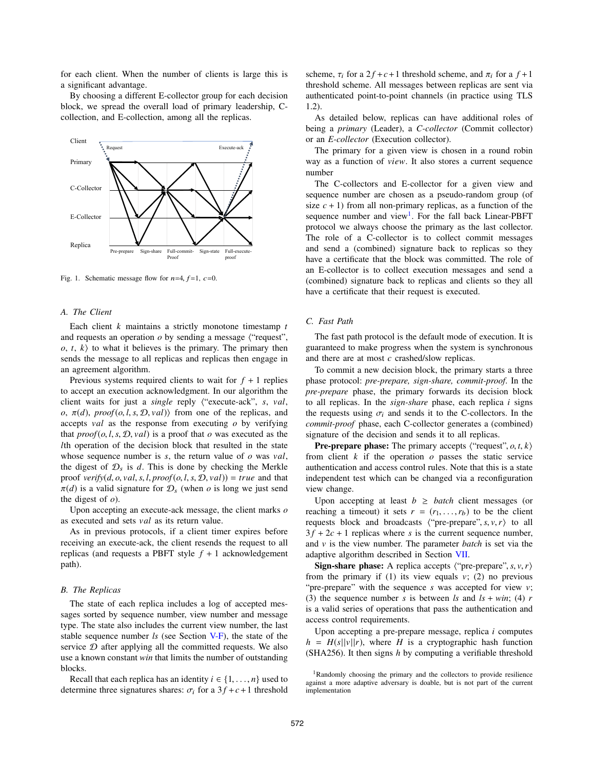for each client. When the number of clients is large this is a significant advantage.

By choosing a different E-collector group for each decision block, we spread the overall load of primary leadership, C-collection, and E-collection, among all the replicas.

Fig. 1. Schematic message flow for $n$=4, $f$=1, $c$=0.

### A. The Client

Each client $k$ maintains a strictly monotone timestamp $t$ and requests an operation $o$ by sending a message ⟨"request", $o$, $t$, $k$⟩ to what it believes is the primary. The primary then sends the message to all replicas and replicas then engage in an agreement algorithm.

Previous systems required clients to wait for $f+1$ replies to accept an execution acknowledgment. In our algorithm the client waits for just a *single* reply ⟨"execute-ack", $s$, $val$, $o$, $\pi(d)$, $proof(o,l,s,\mathcal{D},val)$⟩ from one of the replicas, and accepts $val$ as the response from executing $o$ by verifying that $proof(o,l,s,\mathcal{D},val)$ is a proof that $o$ was executed as the $l$th operation of the decision block that resulted in the state whose sequence number is $s$, the return value of $o$ was $val$, the digest of $\mathcal{D}_s$ is $d$. This is done by checking the Merkle proof $verify(d,o,val,s,l,proof(o,l,s,\mathcal{D},val)) = true$ and that $\pi(d)$ is a valid signature for $\mathcal{D}_s$ (when $o$ is long we just send the digest of $o$).

Upon accepting an execute-ack message, the client marks $o$ as executed and sets $val$ as its return value.

As in previous protocols, if a client timer expires before receiving an execute-ack, the client resends the request to all replicas (and requests a PBFT style $f+1$ acknowledgement path).

### B. The Replicas

The state of each replica includes a log of accepted messages sorted by sequence number, view number and message type. The state also includes the current view number, the last stable sequence number $ls$ (see Section V-F), the state of the service $\mathcal{D}$ after applying all the committed requests. We also use a known constant $win$ that limits the number of outstanding blocks.

Recall that each replica has an identity $i \in \{1,\ldots,n\}$ used to determine three signatures shares: $\sigma_i$ for a $3f+c+1$ threshold scheme, $\tau_i$ for a $2f+c+1$ threshold scheme, and $\pi_i$ for a $f+1$ threshold scheme. All messages between replicas are sent via authenticated point-to-point channels (in practice using TLS 1.2).

As detailed below, replicas can have additional roles of being a *primary* (Leader), a *C-collector* (Commit collector) or an *E-collector* (Execution collector).

The primary for a given view is chosen in a round robin way as a function of $view$. It also stores a current sequence number

The C-collectors and E-collector for a given view and sequence number are chosen as a pseudo-random group (of size $c+1$) from all non-primary replicas, as a function of the sequence number and view[1]. For the fall back Linear-PBFT protocol we always choose the primary as the last collector. The role of a C-collector is to collect commit messages and send a (combined) signature back to replicas so they have a certificate that the block was committed. The role of an E-collector is to collect execution messages and send a (combined) signature back to replicas and clients so they all have a certificate that their request is executed.

### C. Fast Path

The fast path protocol is the default mode of execution. It is guaranteed to make progress when the system is synchronous and there are at most $c$ crashed/slow replicas.

To commit a new decision block, the primary starts a three phase protocol: *pre-prepare, sign-share, commit-proof*. In the *pre-prepare* phase, the primary forwards its decision block to all replicas. In the *sign-share* phase, each replica $i$ signs the requests using $\sigma_i$ and sends it to the C-collectors. In the *commit-proof* phase, each C-collector generates a (combined) signature of the decision and sends it to all replicas.

**Pre-prepare phase:** The primary accepts ⟨"request", $o,t,k$⟩ from client $k$ if the operation $o$ passes the static service authentication and access control rules. Note that this is a state independent test which can be changed via a reconfiguration view change.

Upon accepting at least $b \geq batch$ client messages (or reaching a timeout) it sets $r = (r_1,\ldots,r_b)$ to be the client requests block and broadcasts ⟨"pre-prepare", $s,v,r$⟩ to all $3f+2c+1$ replicas where $s$ is the current sequence number, and $v$ is the view number. The parameter $batch$ is set via the adaptive algorithm described in Section VII.

**Sign-share phase:** A replica accepts ⟨"pre-prepare", $s,v,r$⟩ from the primary if (1) its view equals $v$; (2) no previous "pre-prepare" with the sequence $s$ was accepted for view $v$; (3) the sequence number $s$ is between $ls$ and $ls+win$; (4) $r$ is a valid series of operations that pass the authentication and access control requirements.

Upon accepting a pre-prepare message, replica $i$ computes $h = H(s||v||r)$, where $H$ is a cryptographic hash function (SHA256). It then signs $h$ by computing a verifiable threshold

[1]Randomly choosing the primary and the collectors to provide resilience against a more adaptive adversary is doable, but is not part of the current implementation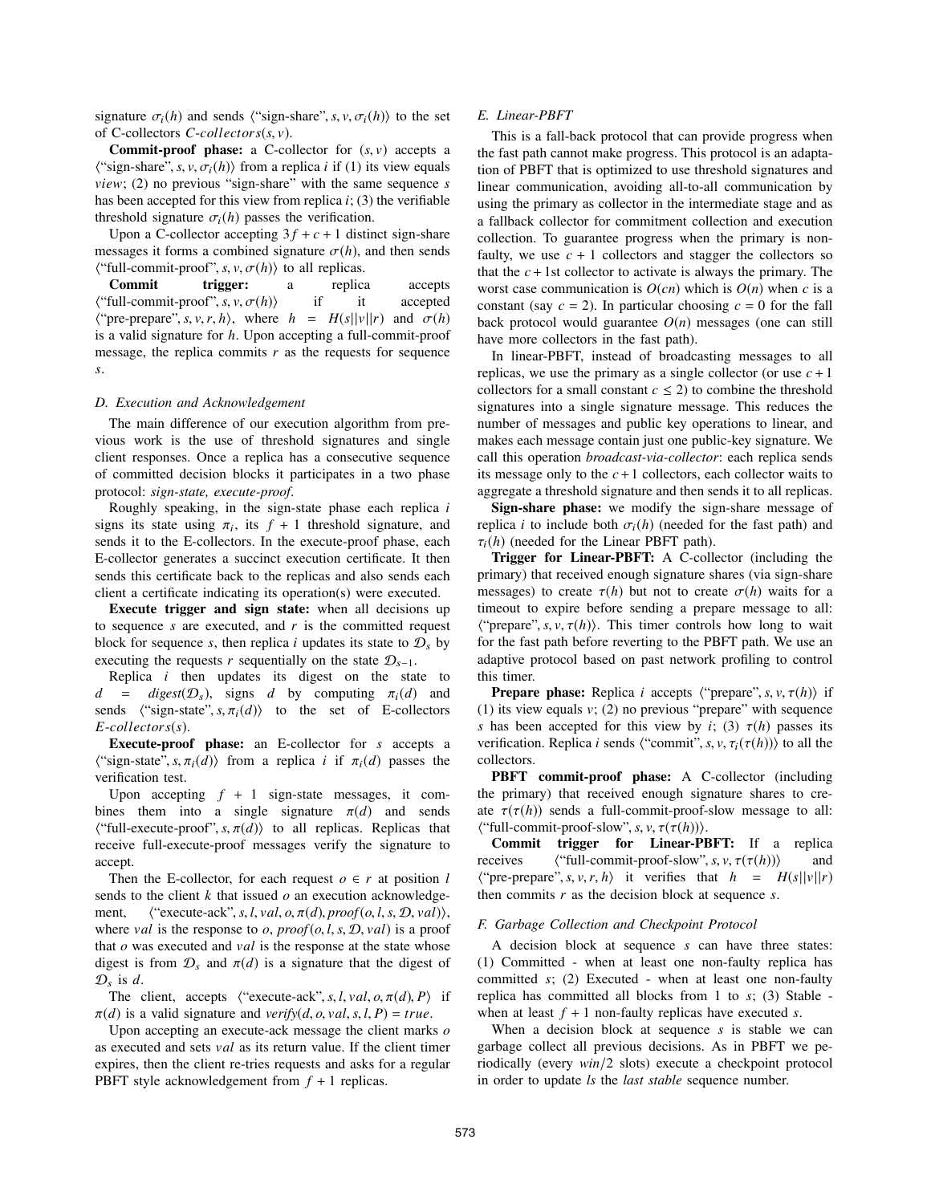signature $\sigma_i(h)$ and sends $\langle$"sign-share", $s, v, \sigma_i(h)\rangle$ to the set of C-collectors $C\text{-}collectors(s, v)$.

**Commit-proof phase:** a C-collector for $(s, v)$ accepts a $\langle$"sign-share", $s, v, \sigma_i(h)\rangle$ from a replica $i$ if (1) its view equals *view*; (2) no previous "sign-share" with the same sequence $s$ has been accepted for this view from replica $i$; (3) the verifiable threshold signature $\sigma_i(h)$ passes the verification.

Upon a C-collector accepting $3f + c + 1$ distinct sign-share messages it forms a combined signature $\sigma(h)$, and then sends $\langle$"full-commit-proof", $s, v, \sigma(h)\rangle$ to all replicas.

**Commit trigger:** a replica accepts $\langle$"full-commit-proof", $s, v, \sigma(h)\rangle$ if it accepted $\langle$"pre-prepare", $s, v, r, h\rangle$, where $h = H(s||v||r)$ and $\sigma(h)$ is a valid signature for $h$. Upon accepting a full-commit-proof message, the replica commits $r$ as the requests for sequence $s$.

### D. Execution and Acknowledgement

The main difference of our execution algorithm from previous work is the use of threshold signatures and single client responses. Once a replica has a consecutive sequence of committed decision blocks it participates in a two phase protocol: *sign-state, execute-proof*.

Roughly speaking, in the sign-state phase each replica $i$ signs its state using $\pi_i$, its $f + 1$ threshold signature, and sends it to the E-collectors. In the execute-proof phase, each E-collector generates a succinct execution certificate. It then sends this certificate back to the replicas and also sends each client a certificate indicating its operation(s) were executed.

**Execute trigger and sign state:** when all decisions up to sequence $s$ are executed, and $r$ is the committed request block for sequence $s$, then replica $i$ updates its state to $\mathcal{D}_s$ by executing the requests $r$ sequentially on the state $\mathcal{D}_{s-1}$.

Replica $i$ then updates its digest on the state to $d = digest(\mathcal{D}_s)$, signs $d$ by computing $\pi_i(d)$ and sends $\langle$"sign-state", $s, \pi_i(d)\rangle$ to the set of E-collectors $E\text{-}collectors(s)$.

**Execute-proof phase:** an E-collector for $s$ accepts a $\langle$"sign-state", $s, \pi_i(d)\rangle$ from a replica $i$ if $\pi_i(d)$ passes the verification test.

Upon accepting $f + 1$ sign-state messages, it combines them into a single signature $\pi(d)$ and sends $\langle$"full-execute-proof", $s, \pi(d)\rangle$ to all replicas. Replicas that receive full-execute-proof messages verify the signature to accept.

Then the E-collector, for each request $o \in r$ at position $l$ sends to the client $k$ that issued $o$ an execution acknowledgement, $\langle$"execute-ack", $s, l, val, o, \pi(d), proof(o, l, s, \mathcal{D}, val)\rangle$, where $val$ is the response to $o$, $proof(o, l, s, \mathcal{D}, val)$ is a proof that $o$ was executed and $val$ is the response at the state whose digest is from $\mathcal{D}_s$ and $\pi(d)$ is a signature that the digest of $\mathcal{D}_s$ is $d$.

The client, accepts $\langle$"execute-ack", $s, l, val, o, \pi(d), P\rangle$ if $\pi(d)$ is a valid signature and $verify(d, o, val, s, l, P) = true$.

Upon accepting an execute-ack message the client marks $o$ as executed and sets $val$ as its return value. If the client timer expires, then the client re-tries requests and asks for a regular PBFT style acknowledgement from $f + 1$ replicas.

### E. Linear-PBFT

This is a fall-back protocol that can provide progress when the fast path cannot make progress. This protocol is an adaptation of PBFT that is optimized to use threshold signatures and linear communication, avoiding all-to-all communication by using the primary as collector in the intermediate stage and as a fallback collector for commitment collection and execution collection. To guarantee progress when the primary is non-faulty, we use $c + 1$ collectors and stagger the collectors so that the $c + 1$st collector to activate is always the primary. The worst case communication is $O(cn)$ which is $O(n)$ when $c$ is a constant (say $c = 2$). In particular choosing $c = 0$ for the fall back protocol would guarantee $O(n)$ messages (one can still have more collectors in the fast path).

In linear-PBFT, instead of broadcasting messages to all replicas, we use the primary as a single collector (or use $c + 1$ collectors for a small constant $c \leq 2$) to combine the threshold signatures into a single signature message. This reduces the number of messages and public key operations to linear, and makes each message contain just one public-key signature. We call this operation *broadcast-via-collector*: each replica sends its message only to the $c + 1$ collectors, each collector waits to aggregate a threshold signature and then sends it to all replicas.

**Sign-share phase:** we modify the sign-share message of replica $i$ to include both $\sigma_i(h)$ (needed for the fast path) and $\tau_i(h)$ (needed for the Linear PBFT path).

**Trigger for Linear-PBFT:** A C-collector (including the primary) that received enough signature shares (via sign-share messages) to create $\tau(h)$ but not to create $\sigma(h)$ waits for a timeout to expire before sending a prepare message to all: $\langle$"prepare", $s, v, \tau(h)\rangle$. This timer controls how long to wait for the fast path before reverting to the PBFT path. We use an adaptive protocol based on past network profiling to control this timer.

**Prepare phase:** Replica $i$ accepts $\langle$"prepare", $s, v, \tau(h)\rangle$ if (1) its view equals $v$; (2) no previous "prepare" with sequence $s$ has been accepted for this view by $i$; (3) $\tau(h)$ passes its verification. Replica $i$ sends $\langle$"commit", $s, v, \tau_i(\tau(h))\rangle$ to all the collectors.

**PBFT commit-proof phase:** A C-collector (including the primary) that received enough signature shares to create $\tau(\tau(h))$ sends a full-commit-proof-slow message to all: $\langle$"full-commit-proof-slow", $s, v, \tau(\tau(h))\rangle$.

**Commit trigger for Linear-PBFT:** If a replica receives $\langle$"full-commit-proof-slow", $s, v, \tau(\tau(h))\rangle$ and $\langle$"pre-prepare", $s, v, r, h\rangle$ it verifies that $h = H(s||v||r)$ then commits $r$ as the decision block at sequence $s$.

### F. Garbage Collection and Checkpoint Protocol

A decision block at sequence $s$ can have three states: (1) Committed - when at least one non-faulty replica has committed $s$; (2) Executed - when at least one non-faulty replica has committed all blocks from 1 to $s$; (3) Stable - when at least $f + 1$ non-faulty replicas have executed $s$.

When a decision block at sequence $s$ is stable we can garbage collect all previous decisions. As in PBFT we periodically (every $win/2$ slots) execute a checkpoint protocol in order to update $ls$ the *last stable* sequence number.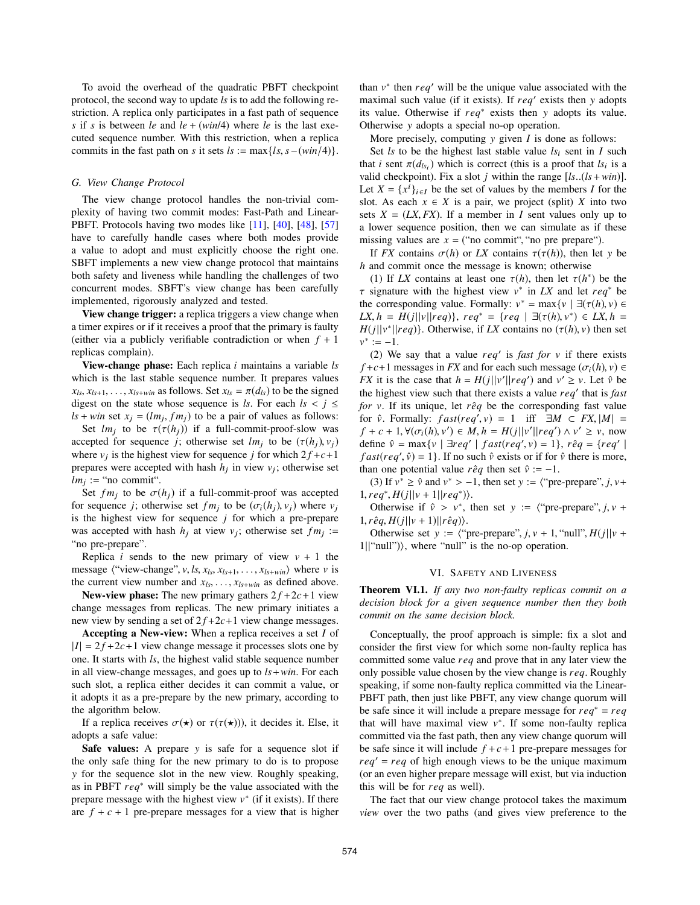To avoid the overhead of the quadratic PBFT checkpoint protocol, the second way to update $ls$ is to add the following restriction. A replica only participates in a fast path of sequence $s$ if $s$ is between $le$ and $le + (win/4)$ where $le$ is the last executed sequence number. With this restriction, when a replica commits in the fast path on $s$ it sets $ls := \max\{ls, s - (win/4)\}$.

### G. View Change Protocol

The view change protocol handles the non-trivial complexity of having two commit modes: Fast-Path and Linear-PBFT. Protocols having two modes like [11], [40], [48], [57] have to carefully handle cases where both modes provide a value to adopt and must explicitly choose the right one. SBFT implements a new view change protocol that maintains both safety and liveness while handling the challenges of two concurrent modes. SBFT's view change has been carefully implemented, rigorously analyzed and tested.

**View change trigger:** a replica triggers a view change when a timer expires or if it receives a proof that the primary is faulty (either via a publicly verifiable contradiction or when $f + 1$ replicas complain).

**View-change phase:** Each replica $i$ maintains a variable $ls$ which is the last stable sequence number. It prepares values $x_{ls}, x_{ls+1}, \ldots, x_{ls+win}$ as follows. Set $x_{ls} = \pi(d_{ls})$ to be the signed digest on the state whose sequence is $ls$. For each $ls < j \leq ls + win$ set $x_j = (lm_j, fm_j)$ to be a pair of values as follows:

Set $lm_j$ to be $\tau(\tau(h_j))$ if a full-commit-proof-slow was accepted for sequence $j$; otherwise set $lm_j$ to be $(\tau(h_j), v_j)$ where $v_j$ is the highest view for sequence $j$ for which $2f+c+1$ prepares were accepted with hash $h_j$ in view $v_j$; otherwise set $lm_j :=$ "no commit".

Set $fm_j$ to be $\sigma(h_j)$ if a full-commit-proof was accepted for sequence $j$; otherwise set $fm_j$ to be $(\sigma_i(h_j), v_j)$ where $v_j$ is the highest view for sequence $j$ for which a pre-prepare was accepted with hash $h_j$ at view $v_j$; otherwise set $fm_j :=$ "no pre-prepare".

Replica $i$ sends to the new primary of view $v + 1$ the message ⟨"view-change", $v, ls, x_{ls}, x_{ls+1}, \ldots, x_{ls+win}$⟩ where $v$ is the current view number and $x_{ls}, \ldots, x_{ls+win}$ as defined above.

**New-view phase:** The new primary gathers $2f+2c+1$ view change messages from replicas. The new primary initiates a new view by sending a set of $2f+2c+1$ view change messages.

**Accepting a New-view:** When a replica receives a set $I$ of $|I| = 2f+2c+1$ view change message it processes slots one by one. It starts with $ls$, the highest valid stable sequence number in all view-change messages, and goes up to $ls+win$. For each such slot, a replica either decides it can commit a value, or it adopts it as a pre-prepare by the new primary, according to the algorithm below.

If a replica receives $\sigma(\star)$ or $\tau(\tau(\star))$, it decides it. Else, it adopts a safe value:

**Safe values:** A prepare $y$ is safe for a sequence slot if the only safe thing for the new primary to do is to propose $y$ for the sequence slot in the new view. Roughly speaking, as in PBFT $req^*$ will simply be the value associated with the prepare message with the highest view $v^*$ (if it exists). If there are $f + c + 1$ pre-prepare messages for a view that is higher than $v^*$ then $req'$ will be the unique value associated with the maximal such value (if it exists). If $req'$ exists then $y$ adopts its value. Otherwise if $req^*$ exists then $y$ adopts its value. Otherwise $y$ adopts a special no-op operation.

More precisely, computing $y$ given $I$ is done as follows:

Set $ls$ to be the highest last stable value $ls_i$ sent in $I$ such that $i$ sent $\pi(d_{ls_i})$ which is correct (this is a proof that $ls_i$ is a valid checkpoint). Fix a slot $j$ within the range $[ls..(ls+win)]$. Let $X = \{x^i\}_{i \in I}$ be the set of values by the members $I$ for the slot. As each $x \in X$ is a pair, we project (split) $X$ into two sets $X = (LX, FX)$. If a member in $I$ sent values only up to a lower sequence position, then we can simulate as if these missing values are $x =$ ("no commit", "no pre prepare").

If $FX$ contains $\sigma(h)$ or $LX$ contains $\tau(\tau(h))$, then let $y$ be $h$ and commit once the message is known; otherwise

(1) If $LX$ contains at least one $\tau(h)$, then let $\tau(h^*)$ be the $\tau$ signature with the highest view $v^*$ in $LX$ and let $req^*$ be the corresponding value. Formally: $v^* = \max\{v \mid \exists(\tau(h), v) \in LX, h = H(j||v||req)\}$, $req^* = \{req \mid \exists(\tau(h), v^*) \in LX, h = H(j||v^*||req)\}$. Otherwise, if $LX$ contains no $(\tau(h), v)$ then set $v^* := -1$.

(2) We say that a value $req'$ is *fast for* $v$ if there exists $f+c+1$ messages in $FX$ and for each such message $(\sigma_i(h), v) \in FX$ it is the case that $h = H(j||v'||req')$ and $v' \geq v$. Let $\hat{v}$ be the highest view such that there exists a value $req'$ that is *fast for* $v$. If its unique, let $\hat{req}$ be the corresponding fast value for $\hat{v}$. Formally: $fast(req', v) = 1$ iff $\exists M \subset FX, |M| = f + c + 1, \forall(\sigma_i(h), v') \in M, h = H(j||v'||req') \wedge v' \geq v$, now define $\hat{v} = \max\{v \mid \exists req' \mid fast(req', v) = 1\}$, $\hat{req} = \{req' \mid fast(req', \hat{v}) = 1\}$. If no such $\hat{v}$ exists or if for $\hat{v}$ there is more, than one potential value $\hat{req}$ then set $\hat{v} := -1$.

(3) If $v^* \geq \hat{v}$ and $v^* > -1$, then set $y :=$ ⟨"pre-prepare", $j, v+1, req^*, H(j||v+1||req^*)$⟩.

Otherwise if $\hat{v} > v^*$, then set $y :=$ ⟨"pre-prepare", $j, v+1, \hat{req}, H(j||v+1)||\hat{req})$⟩.

Otherwise set $y :=$ ⟨"pre-prepare", $j, v+1$, "null", $H(j||v+1||$"null"$)$⟩, where "null" is the no-op operation.

## VI. Safety and Liveness

**Theorem VI.1.** *If any two non-faulty replicas commit on a decision block for a given sequence number then they both commit on the same decision block.*

Conceptually, the proof approach is simple: fix a slot and consider the first view for which some non-faulty replica has committed some value $req$ and prove that in any later view the only possible value chosen by the view change is $req$. Roughly speaking, if some non-faulty replica committed via the Linear-PBFT path, then just like PBFT, any view change quorum will be safe since it will include a prepare message for $req^* = req$ that will have maximal view $v^*$. If some non-faulty replica committed via the fast path, then any view change quorum will be safe since it will include $f+c+1$ pre-prepare messages for $req' = req$ of high enough views to be the unique maximum (or an even higher prepare message will exist, but via induction this will be for $req$ as well).

The fact that our view change protocol takes the maximum *view* over the two paths (and gives view preference to the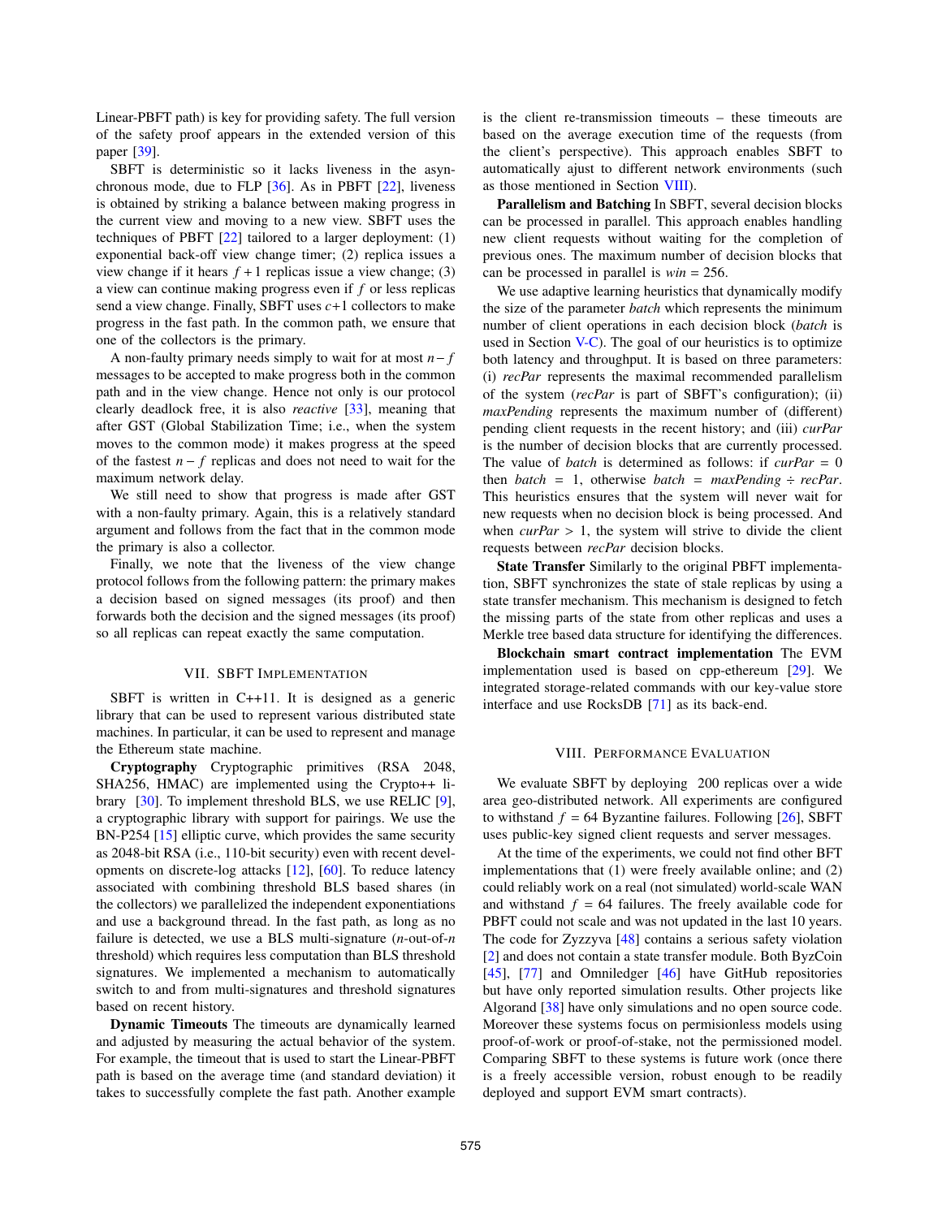Linear-PBFT path) is key for providing safety. The full version of the safety proof appears in the extended version of this paper [39].

SBFT is deterministic so it lacks liveness in the asynchronous mode, due to FLP [36]. As in PBFT [22], liveness is obtained by striking a balance between making progress in the current view and moving to a new view. SBFT uses the techniques of PBFT [22] tailored to a larger deployment: (1) exponential back-off view change timer; (2) replica issues a view change if it hears $f+1$ replicas issue a view change; (3) a view can continue making progress even if $f$ or less replicas send a view change. Finally, SBFT uses $c$+1 collectors to make progress in the fast path. In the common path, we ensure that one of the collectors is the primary.

A non-faulty primary needs simply to wait for at most $n-f$ messages to be accepted to make progress both in the common path and in the view change. Hence not only is our protocol clearly deadlock free, it is also *reactive* [33], meaning that after GST (Global Stabilization Time; i.e., when the system moves to the common mode) it makes progress at the speed of the fastest $n-f$ replicas and does not need to wait for the maximum network delay.

We still need to show that progress is made after GST with a non-faulty primary. Again, this is a relatively standard argument and follows from the fact that in the common mode the primary is also a collector.

Finally, we note that the liveness of the view change protocol follows from the following pattern: the primary makes a decision based on signed messages (its proof) and then forwards both the decision and the signed messages (its proof) so all replicas can repeat exactly the same computation.

## VII. SBFT Implementation

SBFT is written in C++11. It is designed as a generic library that can be used to represent various distributed state machines. In particular, it can be used to represent and manage the Ethereum state machine.

**Cryptography** Cryptographic primitives (RSA 2048, SHA256, HMAC) are implemented using the Crypto++ library [30]. To implement threshold BLS, we use RELIC [9], a cryptographic library with support for pairings. We use the BN-P254 [15] elliptic curve, which provides the same security as 2048-bit RSA (i.e., 110-bit security) even with recent developments on discrete-log attacks [12], [60]. To reduce latency associated with combining threshold BLS based shares (in the collectors) we parallelized the independent exponentiations and use a background thread. In the fast path, as long as no failure is detected, we use a BLS multi-signature ($n$-out-of-$n$ threshold) which requires less computation than BLS threshold signatures. We implemented a mechanism to automatically switch to and from multi-signatures and threshold signatures based on recent history.

**Dynamic Timeouts** The timeouts are dynamically learned and adjusted by measuring the actual behavior of the system. For example, the timeout that is used to start the Linear-PBFT path is based on the average time (and standard deviation) it takes to successfully complete the fast path. Another example is the client re-transmission timeouts – these timeouts are based on the average execution time of the requests (from the client's perspective). This approach enables SBFT to automatically ajust to different network environments (such as those mentioned in Section VIII).

**Parallelism and Batching** In SBFT, several decision blocks can be processed in parallel. This approach enables handling new client requests without waiting for the completion of previous ones. The maximum number of decision blocks that can be processed in parallel is $win = 256$.

We use adaptive learning heuristics that dynamically modify the size of the parameter *batch* which represents the minimum number of client operations in each decision block (*batch* is used in Section V-C). The goal of our heuristics is to optimize both latency and throughput. It is based on three parameters: (i) *recPar* represents the maximal recommended parallelism of the system (*recPar* is part of SBFT's configuration); (ii) *maxPending* represents the maximum number of (different) pending client requests in the recent history; and (iii) *curPar* is the number of decision blocks that are currently processed. The value of *batch* is determined as follows: if $curPar = 0$ then $batch = 1$, otherwise $batch = maxPending \div recPar$. This heuristics ensures that the system will never wait for new requests when no decision block is being processed. And when $curPar > 1$, the system will strive to divide the client requests between *recPar* decision blocks.

**State Transfer** Similarly to the original PBFT implementation, SBFT synchronizes the state of stale replicas by using a state transfer mechanism. This mechanism is designed to fetch the missing parts of the state from other replicas and uses a Merkle tree based data structure for identifying the differences.

**Blockchain smart contract implementation** The EVM implementation used is based on cpp-ethereum [29]. We integrated storage-related commands with our key-value store interface and use RocksDB [71] as its back-end.

## VIII. Performance Evaluation

We evaluate SBFT by deploying 200 replicas over a wide area geo-distributed network. All experiments are configured to withstand $f = 64$ Byzantine failures. Following [26], SBFT uses public-key signed client requests and server messages.

At the time of the experiments, we could not find other BFT implementations that (1) were freely available online; and (2) could reliably work on a real (not simulated) world-scale WAN and withstand $f = 64$ failures. The freely available code for PBFT could not scale and was not updated in the last 10 years. The code for Zyzzyva [48] contains a serious safety violation [2] and does not contain a state transfer module. Both ByzCoin [45], [77] and Omniledger [46] have GitHub repositories but have only reported simulation results. Other projects like Algorand [38] have only simulations and no open source code. Moreover these systems focus on permisionless models using proof-of-work or proof-of-stake, not the permissioned model. Comparing SBFT to these systems is future work (once there is a freely accessible version, robust enough to be readily deployed and support EVM smart contracts).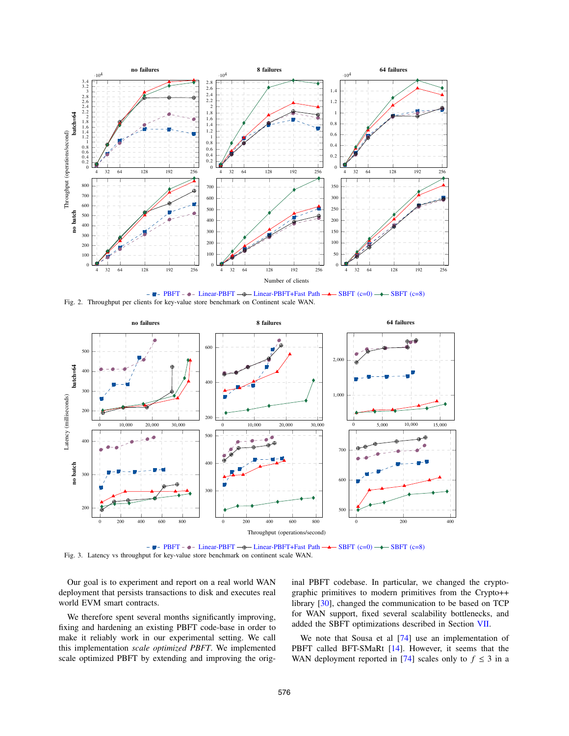Fig. 2. Throughput per clients for key-value store benchmark on Continent scale WAN.

Fig. 3. Latency vs throughput for key-value store benchmark on continent scale WAN.

Our goal is to experiment and report on a real world WAN deployment that persists transactions to disk and executes real world EVM smart contracts.

We therefore spent several months significantly improving, fixing and hardening an existing PBFT code-base in order to make it reliably work in our experimental setting. We call this implementation *scale optimized PBFT*. We implemented scale optimized PBFT by extending and improving the original PBFT codebase. In particular, we changed the cryptographic primitives to modern primitives from the Crypto++ library [30], changed the communication to be based on TCP for WAN support, fixed several scalability bottlenecks, and added the SBFT optimizations described in Section VII.

We note that Sousa et al [74] use an implementation of PBFT called BFT-SMaRt [14]. However, it seems that the WAN deployment reported in [74] scales only to $f \leq 3$ in a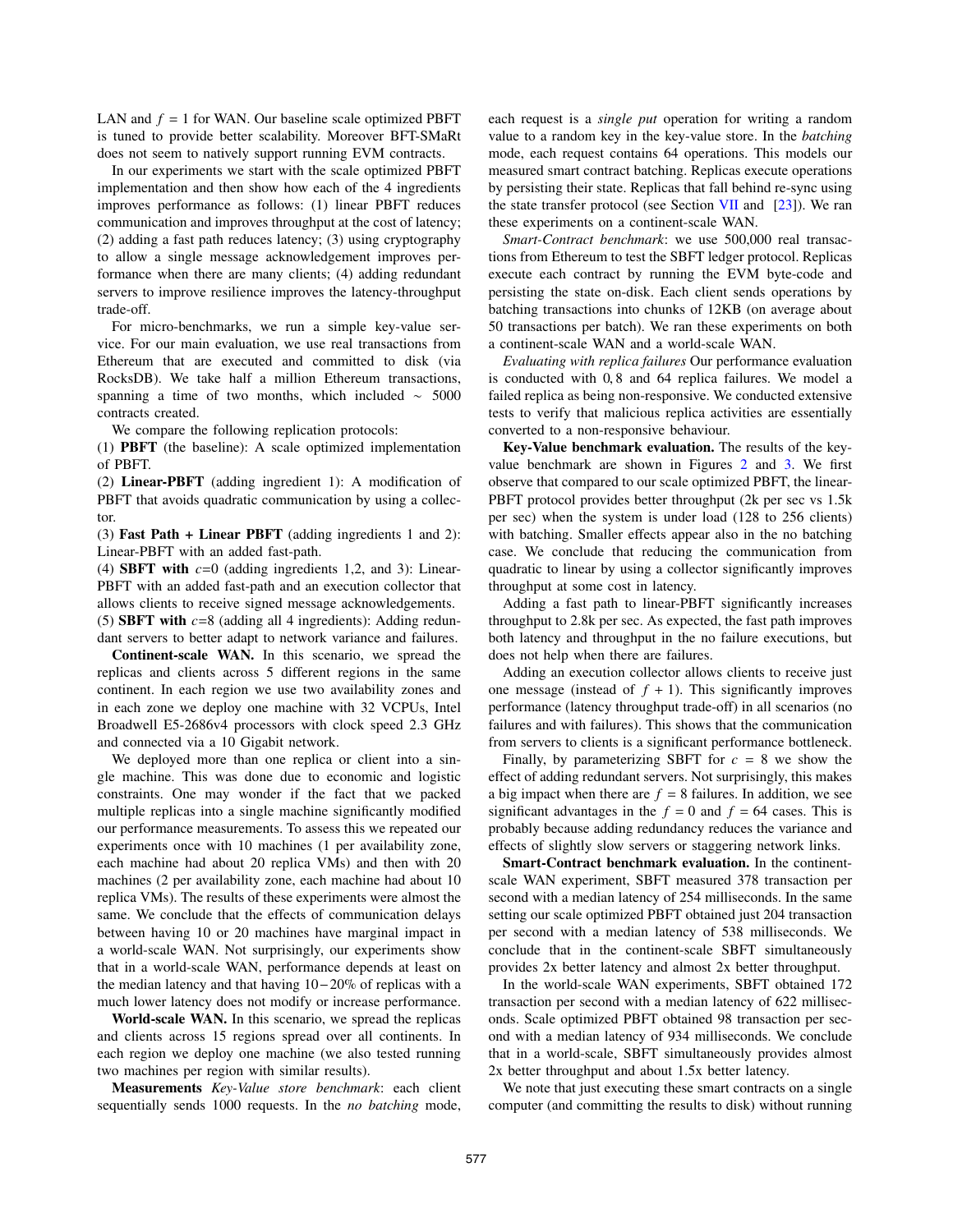LAN and $f = 1$ for WAN. Our baseline scale optimized PBFT is tuned to provide better scalability. Moreover BFT-SMaRt does not seem to natively support running EVM contracts.

In our experiments we start with the scale optimized PBFT implementation and then show how each of the 4 ingredients improves performance as follows: (1) linear PBFT reduces communication and improves throughput at the cost of latency; (2) adding a fast path reduces latency; (3) using cryptography to allow a single message acknowledgement improves performance when there are many clients; (4) adding redundant servers to improve resilience improves the latency-throughput trade-off.

For micro-benchmarks, we run a simple key-value service. For our main evaluation, we use real transactions from Ethereum that are executed and committed to disk (via RocksDB). We take half a million Ethereum transactions, spanning a time of two months, which included $\sim$ 5000 contracts created.

We compare the following replication protocols:

(1) **PBFT** (the baseline): A scale optimized implementation of PBFT.

(2) **Linear-PBFT** (adding ingredient 1): A modification of PBFT that avoids quadratic communication by using a collector.

(3) **Fast Path + Linear PBFT** (adding ingredients 1 and 2): Linear-PBFT with an added fast-path.

(4) **SBFT with** $c$=0 (adding ingredients 1,2, and 3): Linear-PBFT with an added fast-path and an execution collector that allows clients to receive signed message acknowledgements.

(5) **SBFT with** $c$=8 (adding all 4 ingredients): Adding redundant servers to better adapt to network variance and failures.

**Continent-scale WAN.** In this scenario, we spread the replicas and clients across 5 different regions in the same continent. In each region we use two availability zones and in each zone we deploy one machine with 32 VCPUs, Intel Broadwell E5-2686v4 processors with clock speed 2.3 GHz and connected via a 10 Gigabit network.

We deployed more than one replica or client into a single machine. This was done due to economic and logistic constraints. One may wonder if the fact that we packed multiple replicas into a single machine significantly modified our performance measurements. To assess this we repeated our experiments once with 10 machines (1 per availability zone, each machine had about 20 replica VMs) and then with 20 machines (2 per availability zone, each machine had about 10 replica VMs). The results of these experiments were almost the same. We conclude that the effects of communication delays between having 10 or 20 machines have marginal impact in a world-scale WAN. Not surprisingly, our experiments show that in a world-scale WAN, performance depends at least on the median latency and that having 10−20% of replicas with a much lower latency does not modify or increase performance.

**World-scale WAN.** In this scenario, we spread the replicas and clients across 15 regions spread over all continents. In each region we deploy one machine (we also tested running two machines per region with similar results).

**Measurements** *Key-Value store benchmark*: each client sequentially sends 1000 requests. In the *no batching* mode, each request is a *single put* operation for writing a random value to a random key in the key-value store. In the *batching* mode, each request contains 64 operations. This models our measured smart contract batching. Replicas execute operations by persisting their state. Replicas that fall behind re-sync using the state transfer protocol (see Section VII and [23]). We ran these experiments on a continent-scale WAN.

*Smart-Contract benchmark*: we use 500,000 real transactions from Ethereum to test the SBFT ledger protocol. Replicas execute each contract by running the EVM byte-code and persisting the state on-disk. Each client sends operations by batching transactions into chunks of 12KB (on average about 50 transactions per batch). We ran these experiments on both a continent-scale WAN and a world-scale WAN.

*Evaluating with replica failures* Our performance evaluation is conducted with 0, 8 and 64 replica failures. We model a failed replica as being non-responsive. We conducted extensive tests to verify that malicious replica activities are essentially converted to a non-responsive behaviour.

**Key-Value benchmark evaluation.** The results of the key-value benchmark are shown in Figures 2 and 3. We first observe that compared to our scale optimized PBFT, the linear-PBFT protocol provides better throughput (2k per sec vs 1.5k per sec) when the system is under load (128 to 256 clients) with batching. Smaller effects appear also in the no batching case. We conclude that reducing the communication from quadratic to linear by using a collector significantly improves throughput at some cost in latency.

Adding a fast path to linear-PBFT significantly increases throughput to 2.8k per sec. As expected, the fast path improves both latency and throughput in the no failure executions, but does not help when there are failures.

Adding an execution collector allows clients to receive just one message (instead of $f + 1$). This significantly improves performance (latency throughput trade-off) in all scenarios (no failures and with failures). This shows that the communication from servers to clients is a significant performance bottleneck.

Finally, by parameterizing SBFT for $c = 8$ we show the effect of adding redundant servers. Not surprisingly, this makes a big impact when there are $f = 8$ failures. In addition, we see significant advantages in the $f = 0$ and $f = 64$ cases. This is probably because adding redundancy reduces the variance and effects of slightly slow servers or staggering network links.

**Smart-Contract benchmark evaluation.** In the continent-scale WAN experiment, SBFT measured 378 transaction per second with a median latency of 254 milliseconds. In the same setting our scale optimized PBFT obtained just 204 transaction per second with a median latency of 538 milliseconds. We conclude that in the continent-scale SBFT simultaneously provides 2x better latency and almost 2x better throughput.

In the world-scale WAN experiments, SBFT obtained 172 transaction per second with a median latency of 622 milliseconds. Scale optimized PBFT obtained 98 transaction per second with a median latency of 934 milliseconds. We conclude that in a world-scale, SBFT simultaneously provides almost 2x better throughput and about 1.5x better latency.

We note that just executing these smart contracts on a single computer (and committing the results to disk) without running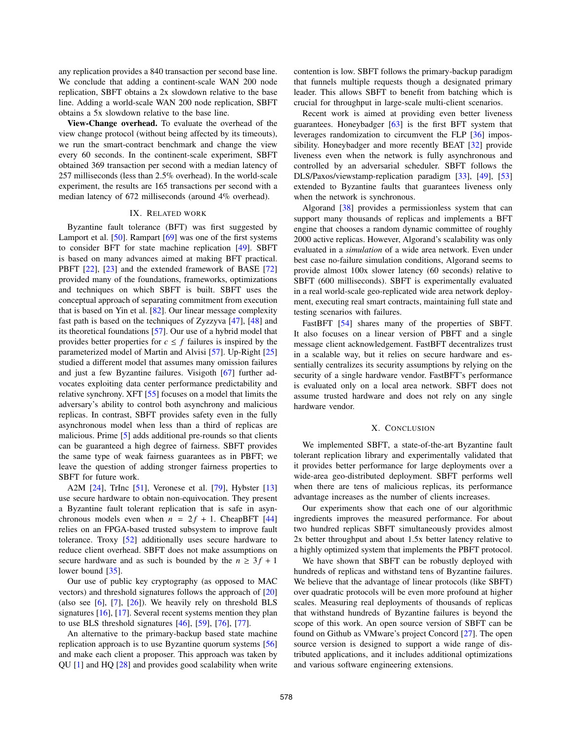any replication provides a 840 transaction per second base line. We conclude that adding a continent-scale WAN 200 node replication, SBFT obtains a 2x slowdown relative to the base line. Adding a world-scale WAN 200 node replication, SBFT obtains a 5x slowdown relative to the base line.

**View-Change overhead.** To evaluate the overhead of the view change protocol (without being affected by its timeouts), we run the smart-contract benchmark and change the view every 60 seconds. In the continent-scale experiment, SBFT obtained 369 transaction per second with a median latency of 257 milliseconds (less than 2.5% overhead). In the world-scale experiment, the results are 165 transactions per second with a median latency of 672 milliseconds (around 4% overhead).

## IX. Related work

Byzantine fault tolerance (BFT) was first suggested by Lamport et al. [50]. Rampart [69] was one of the first systems to consider BFT for state machine replication [49]. SBFT is based on many advances aimed at making BFT practical. PBFT [22], [23] and the extended framework of BASE [72] provided many of the foundations, frameworks, optimizations and techniques on which SBFT is built. SBFT uses the conceptual approach of separating commitment from execution that is based on Yin et al. [82]. Our linear message complexity fast path is based on the techniques of Zyzzyva [47], [48] and its theoretical foundations [57]. Our use of a hybrid model that provides better properties for $c \leq f$ failures is inspired by the parameterized model of Martin and Alvisi [57]. Up-Right [25] studied a different model that assumes many omission failures and just a few Byzantine failures. Visigoth [67] further advocates exploiting data center performance predictability and relative synchrony. XFT [55] focuses on a model that limits the adversary's ability to control both asynchrony and malicious replicas. In contrast, SBFT provides safety even in the fully asynchronous model when less than a third of replicas are malicious. Prime [5] adds additional pre-rounds so that clients can be guaranteed a high degree of fairness. SBFT provides the same type of weak fairness guarantees as in PBFT; we leave the question of adding stronger fairness properties to SBFT for future work.

A2M [24], TrInc [51], Veronese et al. [79], Hybster [13] use secure hardware to obtain non-equivocation. They present a Byzantine fault tolerant replication that is safe in asynchronous models even when $n = 2f + 1$. CheapBFT [44] relies on an FPGA-based trusted subsystem to improve fault tolerance. Troxy [52] additionally uses secure hardware to reduce client overhead. SBFT does not make assumptions on secure hardware and as such is bounded by the $n \geq 3f + 1$ lower bound [35].

Our use of public key cryptography (as opposed to MAC vectors) and threshold signatures follows the approach of [20] (also see [6], [7], [26]). We heavily rely on threshold BLS signatures [16], [17]. Several recent systems mention they plan to use BLS threshold signatures [46], [59], [76], [77].

An alternative to the primary-backup based state machine replication approach is to use Byzantine quorum systems [56] and make each client a proposer. This approach was taken by QU [1] and HQ [28] and provides good scalability when write contention is low. SBFT follows the primary-backup paradigm that funnels multiple requests though a designated primary leader. This allows SBFT to benefit from batching which is crucial for throughput in large-scale multi-client scenarios.

Recent work is aimed at providing even better liveness guarantees. Honeybadger [63] is the first BFT system that leverages randomization to circumvent the FLP [36] impossibility. Honeybadger and more recently BEAT [32] provide liveness even when the network is fully asynchronous and controlled by an adversarial scheduler. SBFT follows the DLS/Paxos/viewstamp-replication paradigm [33], [49], [53] extended to Byzantine faults that guarantees liveness only when the network is synchronous.

Algorand [38] provides a permissionless system that can support many thousands of replicas and implements a BFT engine that chooses a random dynamic committee of roughly 2000 active replicas. However, Algorand's scalability was only evaluated in a *simulation* of a wide area network. Even under best case no-failure simulation conditions, Algorand seems to provide almost 100x slower latency (60 seconds) relative to SBFT (600 milliseconds). SBFT is experimentally evaluated in a real world-scale geo-replicated wide area network deployment, executing real smart contracts, maintaining full state and testing scenarios with failures.

FastBFT [54] shares many of the properties of SBFT. It also focuses on a linear version of PBFT and a single message client acknowledgement. FastBFT decentralizes trust in a scalable way, but it relies on secure hardware and essentially centralizes its security assumptions by relying on the security of a single hardware vendor. FastBFT's performance is evaluated only on a local area network. SBFT does not assume trusted hardware and does not rely on any single hardware vendor.

## X. Conclusion

We implemented SBFT, a state-of-the-art Byzantine fault tolerant replication library and experimentally validated that it provides better performance for large deployments over a wide-area geo-distributed deployment. SBFT performs well when there are tens of malicious replicas, its performance advantage increases as the number of clients increases.

Our experiments show that each one of our algorithmic ingredients improves the measured performance. For about two hundred replicas SBFT simultaneously provides almost 2x better throughput and about 1.5x better latency relative to a highly optimized system that implements the PBFT protocol.

We have shown that SBFT can be robustly deployed with hundreds of replicas and withstand tens of Byzantine failures. We believe that the advantage of linear protocols (like SBFT) over quadratic protocols will be even more profound at higher scales. Measuring real deployments of thousands of replicas that withstand hundreds of Byzantine failures is beyond the scope of this work. An open source version of SBFT can be found on Github as VMware's project Concord [27]. The open source version is designed to support a wide range of distributed applications, and it includes additional optimizations and various software engineering extensions.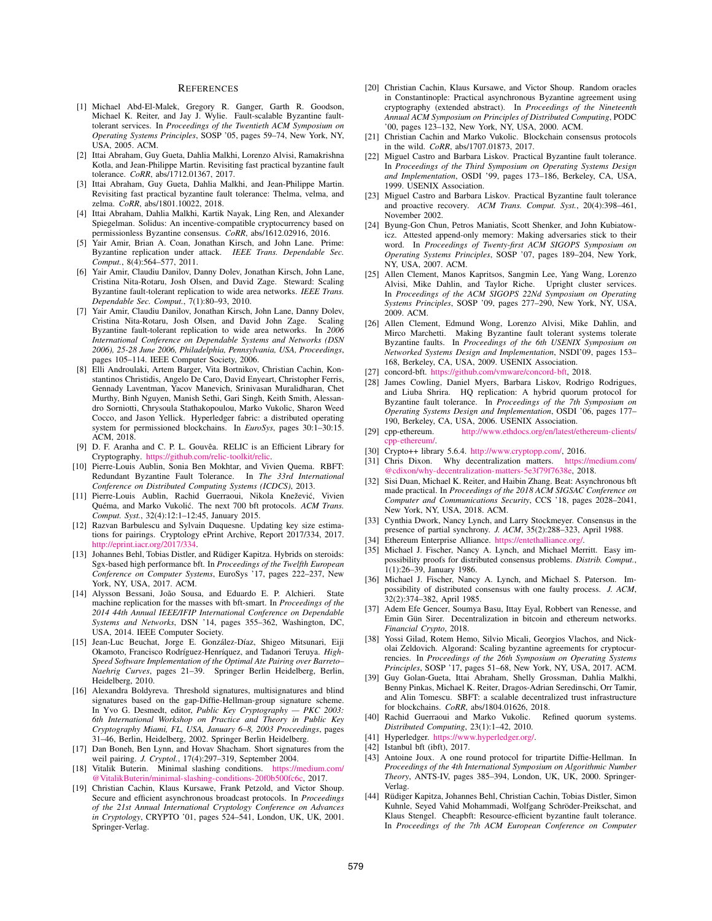# References

[1] Michael Abd-El-Malek, Gregory R. Ganger, Garth R. Goodson, Michael K. Reiter, and Jay J. Wylie. Fault-scalable Byzantine fault-tolerant services. In *Proceedings of the Twentieth ACM Symposium on Operating Systems Principles*, SOSP '05, pages 59–74, New York, NY, USA, 2005. ACM.

[2] Ittai Abraham, Guy Gueta, Dahlia Malkhi, Lorenzo Alvisi, Ramakrishna Kotla, and Jean-Philippe Martin. Revisiting fast practical byzantine fault tolerance. *CoRR*, abs/1712.01367, 2017.

[3] Ittai Abraham, Guy Gueta, Dahlia Malkhi, and Jean-Philippe Martin. Revisiting fast practical byzantine fault tolerance: Thelma, velma, and zelma. *CoRR*, abs/1801.10022, 2018.

[4] Ittai Abraham, Dahlia Malkhi, Kartik Nayak, Ling Ren, and Alexander Spiegelman. Solidus: An incentive-compatible cryptocurrency based on permissionless Byzantine consensus. *CoRR*, abs/1612.02916, 2016.

[5] Yair Amir, Brian A. Coan, Jonathan Kirsch, and John Lane. Prime: Byzantine replication under attack. *IEEE Trans. Dependable Sec. Comput.*, 8(4):564–577, 2011.

[6] Yair Amir, Claudiu Danilov, Danny Dolev, Jonathan Kirsch, John Lane, Cristina Nita-Rotaru, Josh Olsen, and David Zage. Steward: Scaling Byzantine fault-tolerant replication to wide area networks. *IEEE Trans. Dependable Sec. Comput.*, 7(1):80–93, 2010.

[7] Yair Amir, Claudiu Danilov, Jonathan Kirsch, John Lane, Danny Dolev, Cristina Nita-Rotaru, Josh Olsen, and David John Zage. Scaling Byzantine fault-tolerant replication to wide area networks. In *2006 International Conference on Dependable Systems and Networks (DSN 2006), 25-28 June 2006, Philadelphia, Pennsylvania, USA, Proceedings*, pages 105–114. IEEE Computer Society, 2006.

[8] Elli Androulaki, Artem Barger, Vita Bortnikov, Christian Cachin, Konstantinos Christidis, Angelo De Caro, David Enyeart, Christopher Ferris, Gennady Laventman, Yacov Manevich, Srinivasan Muralidharan, Chet Murthy, Binh Nguyen, Manish Sethi, Gari Singh, Keith Smith, Alessandro Sorniotti, Chrysoula Stathakopoulou, Marko Vukolic, Sharon Weed Cocco, and Jason Yellick. Hyperledger fabric: a distributed operating system for permissioned blockchains. In *EuroSys*, pages 30:1–30:15. ACM, 2018.

[9] D. F. Aranha and C. P. L. Gouvêa. RELIC is an Efficient Library for Cryptography. https://github.com/relic-toolkit/relic.

[10] Pierre-Louis Aublin, Sonia Ben Mokhtar, and Vivien Quema. RBFT: Redundant Byzantine Fault Tolerance. In *The 33rd International Conference on Distributed Computing Systems (ICDCS)*, 2013.

[11] Pierre-Louis Aublin, Rachid Guerraoui, Nikola Knežević, Vivien Quéma, and Marko Vukolić. The next 700 bft protocols. *ACM Trans. Comput. Syst.*, 32(4):12:1–12:45, January 2015.

[12] Razvan Barbulescu and Sylvain Duquesne. Updating key size estimations for pairings. Cryptology ePrint Archive, Report 2017/334, 2017. http://eprint.iacr.org/2017/334.

[13] Johannes Behl, Tobias Distler, and Rüdiger Kapitza. Hybrids on steroids: Sgx-based high performance bft. In *Proceedings of the Twelfth European Conference on Computer Systems*, EuroSys '17, pages 222–237, New York, NY, USA, 2017. ACM.

[14] Alysson Bessani, João Sousa, and Eduardo E. P. Alchieri. State machine replication for the masses with bft-smart. In *Proceedings of the 2014 44th Annual IEEE/IFIP International Conference on Dependable Systems and Networks*, DSN '14, pages 355–362, Washington, DC, USA, 2014. IEEE Computer Society.

[15] Jean-Luc Beuchat, Jorge E. González-Díaz, Shigeo Mitsunari, Eiji Okamoto, Francisco Rodríguez-Henríquez, and Tadanori Teruya. *High-Speed Software Implementation of the Optimal Ate Pairing over Barreto–Naehrig Curves*, pages 21–39. Springer Berlin Heidelberg, Berlin, Heidelberg, 2010.

[16] Alexandra Boldyreva. Threshold signatures, multisignatures and blind signatures based on the gap-Diffie-Hellman-group signature scheme. In Yvo G. Desmedt, editor, *Public Key Cryptography — PKC 2003: 6th International Workshop on Practice and Theory in Public Key Cryptography Miami, FL, USA, January 6–8, 2003 Proceedings*, pages 31–46, Berlin, Heidelberg, 2002. Springer Berlin Heidelberg.

[17] Dan Boneh, Ben Lynn, and Hovav Shacham. Short signatures from the weil pairing. *J. Cryptol.*, 17(4):297–319, September 2004.

[18] Vitalik Buterin. Minimal slashing conditions. https://medium.com/@VitalikButerin/minimal-slashing-conditions-20f0b500fc6c, 2017.

[19] Christian Cachin, Klaus Kursawe, Frank Petzold, and Victor Shoup. Secure and efficient asynchronous broadcast protocols. In *Proceedings of the 21st Annual International Cryptology Conference on Advances in Cryptology*, CRYPTO '01, pages 524–541, London, UK, UK, 2001. Springer-Verlag.

[20] Christian Cachin, Klaus Kursawe, and Victor Shoup. Random oracles in Constantinople: Practical asynchronous Byzantine agreement using cryptography (extended abstract). In *Proceedings of the Nineteenth Annual ACM Symposium on Principles of Distributed Computing*, PODC '00, pages 123–132, New York, NY, USA, 2000. ACM.

[21] Christian Cachin and Marko Vukolic. Blockchain consensus protocols in the wild. *CoRR*, abs/1707.01873, 2017.

[22] Miguel Castro and Barbara Liskov. Practical Byzantine fault tolerance. In *Proceedings of the Third Symposium on Operating Systems Design and Implementation*, OSDI '99, pages 173–186, Berkeley, CA, USA, 1999. USENIX Association.

[23] Miguel Castro and Barbara Liskov. Practical Byzantine fault tolerance and proactive recovery. *ACM Trans. Comput. Syst.*, 20(4):398–461, November 2002.

[24] Byung-Gon Chun, Petros Maniatis, Scott Shenker, and John Kubiatowicz. Attested append-only memory: Making adversaries stick to their word. In *Proceedings of Twenty-first ACM SIGOPS Symposium on Operating Systems Principles*, SOSP '07, pages 189–204, New York, NY, USA, 2007. ACM.

[25] Allen Clement, Manos Kapritsos, Sangmin Lee, Yang Wang, Lorenzo Alvisi, Mike Dahlin, and Taylor Riche. Upright cluster services. In *Proceedings of the ACM SIGOPS 22Nd Symposium on Operating Systems Principles*, SOSP '09, pages 277–290, New York, NY, USA, 2009. ACM.

[26] Allen Clement, Edmund Wong, Lorenzo Alvisi, Mike Dahlin, and Mirco Marchetti. Making Byzantine fault tolerant systems tolerate Byzantine faults. In *Proceedings of the 6th USENIX Symposium on Networked Systems Design and Implementation*, NSDI'09, pages 153–168, Berkeley, CA, USA, 2009. USENIX Association.

[27] concord-bft. https://github.com/vmware/concord-bft, 2018.

[28] James Cowling, Daniel Myers, Barbara Liskov, Rodrigo Rodrigues, and Liuba Shrira. HQ replication: A hybrid quorum protocol for Byzantine fault tolerance. In *Proceedings of the 7th Symposium on Operating Systems Design and Implementation*, OSDI '06, pages 177–190, Berkeley, CA, USA, 2006. USENIX Association.

[29] cpp-ethereum. http://www.ethdocs.org/en/latest/ethereum-clients/cpp-ethereum/.

[30] Crypto++ library 5.6.4. http://www.cryptopp.com/, 2016.

[31] Chris Dixon. Why decentralization matters. https://medium.com/@cdixon/why-decentralization-matters-5e3f79f7638e, 2018.

[32] Sisi Duan, Michael K. Reiter, and Haibin Zhang. Beat: Asynchronous bft made practical. In *Proceedings of the 2018 ACM SIGSAC Conference on Computer and Communications Security*, CCS '18, pages 2028–2041, New York, NY, USA, 2018. ACM.

[33] Cynthia Dwork, Nancy Lynch, and Larry Stockmeyer. Consensus in the presence of partial synchrony. *J. ACM*, 35(2):288–323, April 1988.

[34] Ethereum Enterprise Alliance. https://entethalliance.org/.

[35] Michael J. Fischer, Nancy A. Lynch, and Michael Merritt. Easy impossibility proofs for distributed consensus problems. *Distrib. Comput.*, 1(1):26–39, January 1986.

[36] Michael J. Fischer, Nancy A. Lynch, and Michael S. Paterson. Impossibility of distributed consensus with one faulty process. *J. ACM*, 32(2):374–382, April 1985.

[37] Adem Efe Gencer, Soumya Basu, Ittay Eyal, Robbert van Renesse, and Emin Gün Sirer. Decentralization in bitcoin and ethereum networks. *Financial Crypto*, 2018.

[38] Yossi Gilad, Rotem Hemo, Silvio Micali, Georgios Vlachos, and Nickolai Zeldovich. Algorand: Scaling byzantine agreements for cryptocurrencies. In *Proceedings of the 26th Symposium on Operating Systems Principles*, SOSP '17, pages 51–68, New York, NY, USA, 2017. ACM.

[39] Guy Golan-Gueta, Ittai Abraham, Shelly Grossman, Dahlia Malkhi, Benny Pinkas, Michael K. Reiter, Dragos-Adrian Seredinschi, Orr Tamir, and Alin Tomescu. SBFT: a scalable decentralized trust infrastructure for blockchains. *CoRR*, abs/1804.01626, 2018.

[40] Rachid Guerraoui and Marko Vukolic. Refined quorum systems. *Distributed Computing*, 23(1):1–42, 2010.

[41] Hyperledger. https://www.hyperledger.org/.

[42] Istanbul bft (ibft), 2017.

[43] Antoine Joux. A one round protocol for tripartite Diffie-Hellman. In *Proceedings of the 4th International Symposium on Algorithmic Number Theory*, ANTS-IV, pages 385–394, London, UK, UK, 2000. Springer-Verlag.

[44] Rüdiger Kapitza, Johannes Behl, Christian Cachin, Tobias Distler, Simon Kuhnle, Seyed Vahid Mohammadi, Wolfgang Schröder-Preikschat, and Klaus Stengel. Cheapbft: Resource-efficient byzantine fault tolerance. In *Proceedings of the 7th ACM European Conference on Computer*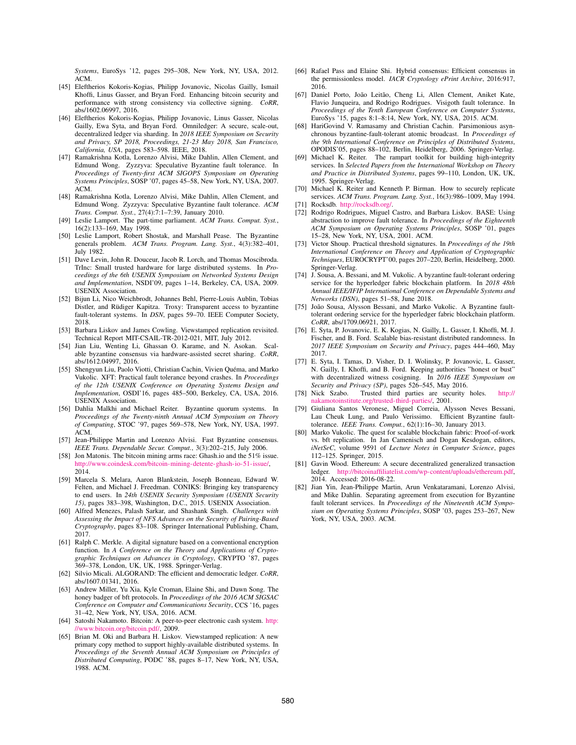*Systems*, EuroSys '12, pages 295–308, New York, NY, USA, 2012. ACM.

[45] Eleftherios Kokoris-Kogias, Philipp Jovanovic, Nicolas Gailly, Ismail Khoffi, Linus Gasser, and Bryan Ford. Enhancing bitcoin security and performance with strong consistency via collective signing. *CoRR*, abs/1602.06997, 2016.

[46] Eleftherios Kokoris-Kogias, Philipp Jovanovic, Linus Gasser, Nicolas Gailly, Ewa Syta, and Bryan Ford. Omniledger: A secure, scale-out, decentralized ledger via sharding. In *2018 IEEE Symposium on Security and Privacy, SP 2018, Proceedings, 21-23 May 2018, San Francisco, California, USA*, pages 583–598. IEEE, 2018.

[47] Ramakrishna Kotla, Lorenzo Alvisi, Mike Dahlin, Allen Clement, and Edmund Wong. Zyzzyva: Speculative Byzantine fault tolerance. In *Proceedings of Twenty-first ACM SIGOPS Symposium on Operating Systems Principles*, SOSP '07, pages 45–58, New York, NY, USA, 2007. ACM.

[48] Ramakrishna Kotla, Lorenzo Alvisi, Mike Dahlin, Allen Clement, and Edmund Wong. Zyzzyva: Speculative Byzantine fault tolerance. *ACM Trans. Comput. Syst.*, 27(4):7:1–7:39, January 2010.

[49] Leslie Lamport. The part-time parliament. *ACM Trans. Comput. Syst.*, 16(2):133–169, May 1998.

[50] Leslie Lamport, Robert Shostak, and Marshall Pease. The Byzantine generals problem. *ACM Trans. Program. Lang. Syst.*, 4(3):382–401, July 1982.

[51] Dave Levin, John R. Douceur, Jacob R. Lorch, and Thomas Moscibroda. TrInc: Small trusted hardware for large distributed systems. In *Proceedings of the 6th USENIX Symposium on Networked Systems Design and Implementation*, NSDI'09, pages 1–14, Berkeley, CA, USA, 2009. USENIX Association.

[52] Bijun Li, Nico Weichbrodt, Johannes Behl, Pierre-Louis Aublin, Tobias Distler, and Rüdiger Kapitza. Troxy: Transparent access to byzantine fault-tolerant systems. In *DSN*, pages 59–70. IEEE Computer Society, 2018.

[53] Barbara Liskov and James Cowling. Viewstamped replication revisited. Technical Report MIT-CSAIL-TR-2012-021, MIT, July 2012.

[54] Jian Liu, Wenting Li, Ghassan O. Karame, and N. Asokan. Scalable byzantine consensus via hardware-assisted secret sharing. *CoRR*, abs/1612.04997, 2016.

[55] Shengyun Liu, Paolo Viotti, Christian Cachin, Vivien Quéma, and Marko Vukolic. XFT: Practical fault tolerance beyond crashes. In *Proceedings of the 12th USENIX Conference on Operating Systems Design and Implementation*, OSDI'16, pages 485–500, Berkeley, CA, USA, 2016. USENIX Association.

[56] Dahlia Malkhi and Michael Reiter. Byzantine quorum systems. In *Proceedings of the Twenty-ninth Annual ACM Symposium on Theory of Computing*, STOC '97, pages 569–578, New York, NY, USA, 1997. ACM.

[57] Jean-Philippe Martin and Lorenzo Alvisi. Fast Byzantine consensus. *IEEE Trans. Dependable Secur. Comput.*, 3(3):202–215, July 2006.

[58] Jon Matonis. The bitcoin mining arms race: Ghash.io and the 51% issue. http://www.coindesk.com/bitcoin-mining-detente-ghash-io-51-issue/, 2014.

[59] Marcela S. Melara, Aaron Blankstein, Joseph Bonneau, Edward W. Felten, and Michael J. Freedman. CONIKS: Bringing key transparency to end users. In *24th USENIX Security Symposium (USENIX Security 15)*, pages 383–398, Washington, D.C., 2015. USENIX Association.

[60] Alfred Menezes, Palash Sarkar, and Shashank Singh. *Challenges with Assessing the Impact of NFS Advances on the Security of Pairing-Based Cryptography*, pages 83–108. Springer International Publishing, Cham, 2017.

[61] Ralph C. Merkle. A digital signature based on a conventional encryption function. In *A Conference on the Theory and Applications of Cryptographic Techniques on Advances in Cryptology*, CRYPTO '87, pages 369–378, London, UK, UK, 1988. Springer-Verlag.

[62] Silvio Micali. ALGORAND: The efficient and democratic ledger. *CoRR*, abs/1607.01341, 2016.

[63] Andrew Miller, Yu Xia, Kyle Croman, Elaine Shi, and Dawn Song. The honey badger of bft protocols. In *Proceedings of the 2016 ACM SIGSAC Conference on Computer and Communications Security*, CCS '16, pages 31–42, New York, NY, USA, 2016. ACM.

[64] Satoshi Nakamoto. Bitcoin: A peer-to-peer electronic cash system. http://www.bitcoin.org/bitcoin.pdf/, 2009.

[65] Brian M. Oki and Barbara H. Liskov. Viewstamped replication: A new primary copy method to support highly-available distributed systems. In *Proceedings of the Seventh Annual ACM Symposium on Principles of Distributed Computing*, PODC '88, pages 8–17, New York, NY, USA, 1988. ACM.

[66] Rafael Pass and Elaine Shi. Hybrid consensus: Efficient consensus in the permissionless model. *IACR Cryptology ePrint Archive*, 2016:917, 2016.

[67] Daniel Porto, João Leitão, Cheng Li, Allen Clement, Aniket Kate, Flavio Junqueira, and Rodrigo Rodrigues. Visigoth fault tolerance. In *Proceedings of the Tenth European Conference on Computer Systems*, EuroSys '15, pages 8:1–8:14, New York, NY, USA, 2015. ACM.

[68] HariGovind V. Ramasamy and Christian Cachin. Parsimonious asynchronous byzantine-fault-tolerant atomic broadcast. In *Proceedings of the 9th International Conference on Principles of Distributed Systems*, OPODIS'05, pages 88–102, Berlin, Heidelberg, 2006. Springer-Verlag.

[69] Michael K. Reiter. The rampart toolkit for building high-integrity services. In *Selected Papers from the International Workshop on Theory and Practice in Distributed Systems*, pages 99–110, London, UK, UK, 1995. Springer-Verlag.

[70] Michael K. Reiter and Kenneth P. Birman. How to securely replicate services. *ACM Trans. Program. Lang. Syst.*, 16(3):986–1009, May 1994.

[71] Rocksdb. http://rocksdb.org/.

[72] Rodrigo Rodrigues, Miguel Castro, and Barbara Liskov. BASE: Using abstraction to improve fault tolerance. In *Proceedings of the Eighteenth ACM Symposium on Operating Systems Principles*, SOSP '01, pages 15–28, New York, NY, USA, 2001. ACM.

[73] Victor Shoup. Practical threshold signatures. In *Proceedings of the 19th International Conference on Theory and Application of Cryptographic Techniques*, EUROCRYPT'00, pages 207–220, Berlin, Heidelberg, 2000. Springer-Verlag.

[74] J. Sousa, A. Bessani, and M. Vukolic. A byzantine fault-tolerant ordering service for the hyperledger fabric blockchain platform. In *2018 48th Annual IEEE/IFIP International Conference on Dependable Systems and Networks (DSN)*, pages 51–58, June 2018.

[75] João Sousa, Alysson Bessani, and Marko Vukolic. A Byzantine fault-tolerant ordering service for the hyperledger fabric blockchain platform. *CoRR*, abs/1709.06921, 2017.

[76] E. Syta, P. Jovanovic, E. K. Kogias, N. Gailly, L. Gasser, I. Khoffi, M. J. Fischer, and B. Ford. Scalable bias-resistant distributed randomness. In *2017 IEEE Symposium on Security and Privacy*, pages 444–460, May 2017.

[77] E. Syta, I. Tamas, D. Visher, D. I. Wolinsky, P. Jovanovic, L. Gasser, N. Gailly, I. Khoffi, and B. Ford. Keeping authorities "honest or bust" with decentralized witness cosigning. In *2016 IEEE Symposium on Security and Privacy (SP)*, pages 526–545, May 2016.

[78] Nick Szabo. Trusted third parties are security holes. http://nakamotoinstitute.org/trusted-third-parties/, 2001.

[79] Giuliana Santos Veronese, Miguel Correia, Alysson Neves Bessani, Lau Cheuk Lung, and Paulo Verissimo. Efficient Byzantine fault-tolerance. *IEEE Trans. Comput.*, 62(1):16–30, January 2013.

[80] Marko Vukolic. The quest for scalable blockchain fabric: Proof-of-work vs. bft replication. In Jan Camenisch and Dogan Kesdogan, editors, *iNetSeC*, volume 9591 of *Lecture Notes in Computer Science*, pages 112–125. Springer, 2015.

[81] Gavin Wood. Ethereum: A secure decentralized generalized transaction ledger. http://bitcoinaffiliatelist.com/wp-content/uploads/ethereum.pdf, 2014. Accessed: 2016-08-22.

[82] Jian Yin, Jean-Philippe Martin, Arun Venkataramani, Lorenzo Alvisi, and Mike Dahlin. Separating agreement from execution for Byzantine fault tolerant services. In *Proceedings of the Nineteenth ACM Symposium on Operating Systems Principles*, SOSP '03, pages 253–267, New York, NY, USA, 2003. ACM.